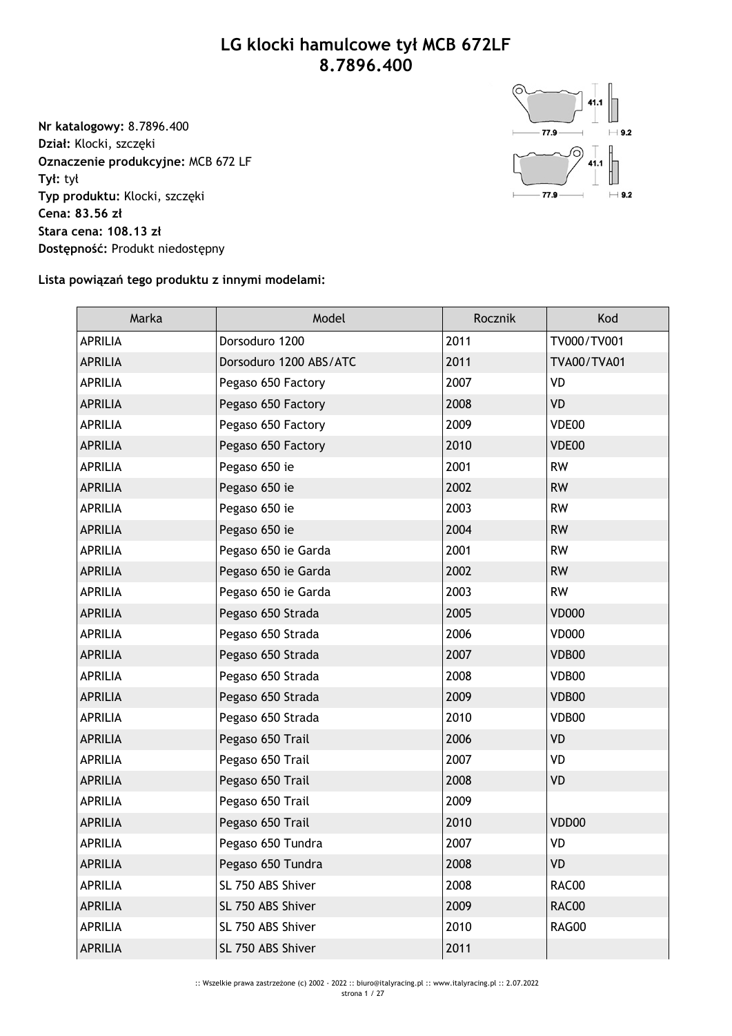# LG klocki hamulcowe tył MCB 672LF
# 8.7896.400

**Nr katalogowy:** 8.7896.400
**Dział:** Klocki, szczęki
**Oznaczenie produkcyjne:** MCB 672 LF
**Tył:** tył
**Typ produktu:** Klocki, szczęki
**Cena: 83.56 zł**
**Stara cena: 108.13 zł**
**Dostępność:** Produkt niedostępny

**Lista powiązań tego produktu z innymi modelami:**

| Marka | Model | Rocznik | Kod |
|---|---|---|---|
| APRILIA | Dorsoduro 1200 | 2011 | TV000/TV001 |
| APRILIA | Dorsoduro 1200 ABS/ATC | 2011 | TVA00/TVA01 |
| APRILIA | Pegaso 650 Factory | 2007 | VD |
| APRILIA | Pegaso 650 Factory | 2008 | VD |
| APRILIA | Pegaso 650 Factory | 2009 | VDE00 |
| APRILIA | Pegaso 650 Factory | 2010 | VDE00 |
| APRILIA | Pegaso 650 ie | 2001 | RW |
| APRILIA | Pegaso 650 ie | 2002 | RW |
| APRILIA | Pegaso 650 ie | 2003 | RW |
| APRILIA | Pegaso 650 ie | 2004 | RW |
| APRILIA | Pegaso 650 ie Garda | 2001 | RW |
| APRILIA | Pegaso 650 ie Garda | 2002 | RW |
| APRILIA | Pegaso 650 ie Garda | 2003 | RW |
| APRILIA | Pegaso 650 Strada | 2005 | VD000 |
| APRILIA | Pegaso 650 Strada | 2006 | VD000 |
| APRILIA | Pegaso 650 Strada | 2007 | VDB00 |
| APRILIA | Pegaso 650 Strada | 2008 | VDB00 |
| APRILIA | Pegaso 650 Strada | 2009 | VDB00 |
| APRILIA | Pegaso 650 Strada | 2010 | VDB00 |
| APRILIA | Pegaso 650 Trail | 2006 | VD |
| APRILIA | Pegaso 650 Trail | 2007 | VD |
| APRILIA | Pegaso 650 Trail | 2008 | VD |
| APRILIA | Pegaso 650 Trail | 2009 | |
| APRILIA | Pegaso 650 Trail | 2010 | VDD00 |
| APRILIA | Pegaso 650 Tundra | 2007 | VD |
| APRILIA | Pegaso 650 Tundra | 2008 | VD |
| APRILIA | SL 750 ABS Shiver | 2008 | RAC00 |
| APRILIA | SL 750 ABS Shiver | 2009 | RAC00 |
| APRILIA | SL 750 ABS Shiver | 2010 | RAG00 |
| APRILIA | SL 750 ABS Shiver | 2011 | |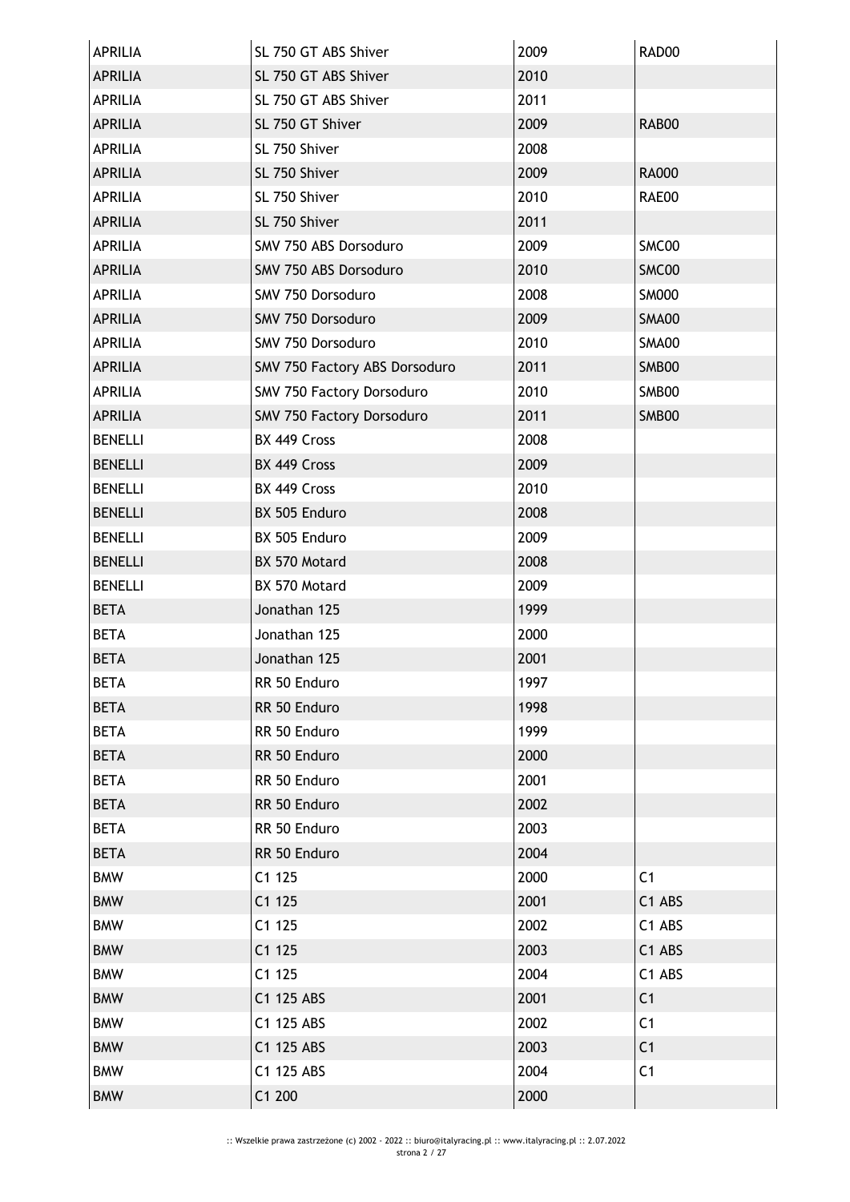| APRILIA | SL 750 GT ABS Shiver | 2009 | RAD00 |
|---|---|---|---|
| APRILIA | SL 750 GT ABS Shiver | 2010 | |
| APRILIA | SL 750 GT ABS Shiver | 2011 | |
| APRILIA | SL 750 GT Shiver | 2009 | RAB00 |
| APRILIA | SL 750 Shiver | 2008 | |
| APRILIA | SL 750 Shiver | 2009 | RA000 |
| APRILIA | SL 750 Shiver | 2010 | RAE00 |
| APRILIA | SL 750 Shiver | 2011 | |
| APRILIA | SMV 750 ABS Dorsoduro | 2009 | SMC00 |
| APRILIA | SMV 750 ABS Dorsoduro | 2010 | SMC00 |
| APRILIA | SMV 750 Dorsoduro | 2008 | SM000 |
| APRILIA | SMV 750 Dorsoduro | 2009 | SMA00 |
| APRILIA | SMV 750 Dorsoduro | 2010 | SMA00 |
| APRILIA | SMV 750 Factory ABS Dorsoduro | 2011 | SMB00 |
| APRILIA | SMV 750 Factory Dorsoduro | 2010 | SMB00 |
| APRILIA | SMV 750 Factory Dorsoduro | 2011 | SMB00 |
| BENELLI | BX 449 Cross | 2008 | |
| BENELLI | BX 449 Cross | 2009 | |
| BENELLI | BX 449 Cross | 2010 | |
| BENELLI | BX 505 Enduro | 2008 | |
| BENELLI | BX 505 Enduro | 2009 | |
| BENELLI | BX 570 Motard | 2008 | |
| BENELLI | BX 570 Motard | 2009 | |
| BETA | Jonathan 125 | 1999 | |
| BETA | Jonathan 125 | 2000 | |
| BETA | Jonathan 125 | 2001 | |
| BETA | RR 50 Enduro | 1997 | |
| BETA | RR 50 Enduro | 1998 | |
| BETA | RR 50 Enduro | 1999 | |
| BETA | RR 50 Enduro | 2000 | |
| BETA | RR 50 Enduro | 2001 | |
| BETA | RR 50 Enduro | 2002 | |
| BETA | RR 50 Enduro | 2003 | |
| BETA | RR 50 Enduro | 2004 | |
| BMW | C1 125 | 2000 | C1 |
| BMW | C1 125 | 2001 | C1 ABS |
| BMW | C1 125 | 2002 | C1 ABS |
| BMW | C1 125 | 2003 | C1 ABS |
| BMW | C1 125 | 2004 | C1 ABS |
| BMW | C1 125 ABS | 2001 | C1 |
| BMW | C1 125 ABS | 2002 | C1 |
| BMW | C1 125 ABS | 2003 | C1 |
| BMW | C1 125 ABS | 2004 | C1 |
| BMW | C1 200 | 2000 | |

:: Wszelkie prawa zastrzeżone (c) 2002 - 2022 :: biuro@italyracing.pl :: www.italyracing.pl :: 2.07.2022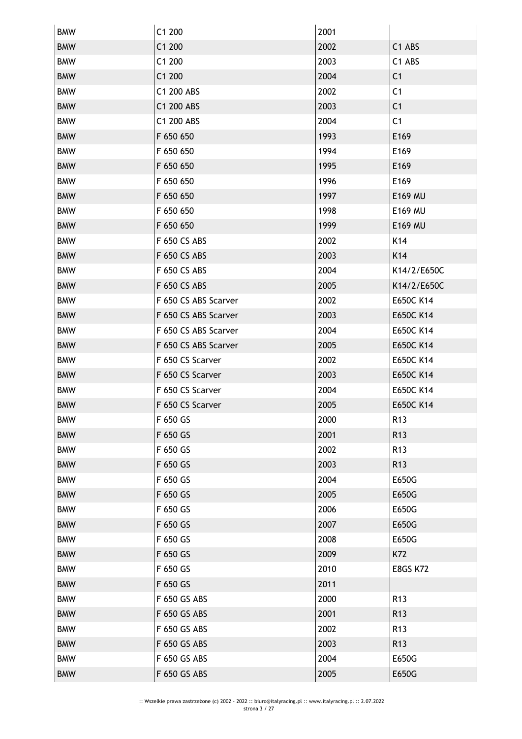| BMW | C1 200 | 2001 | |
|---|---|---|---|
| BMW | C1 200 | 2002 | C1 ABS |
| BMW | C1 200 | 2003 | C1 ABS |
| BMW | C1 200 | 2004 | C1 |
| BMW | C1 200 ABS | 2002 | C1 |
| BMW | C1 200 ABS | 2003 | C1 |
| BMW | C1 200 ABS | 2004 | C1 |
| BMW | F 650 650 | 1993 | E169 |
| BMW | F 650 650 | 1994 | E169 |
| BMW | F 650 650 | 1995 | E169 |
| BMW | F 650 650 | 1996 | E169 |
| BMW | F 650 650 | 1997 | E169 MU |
| BMW | F 650 650 | 1998 | E169 MU |
| BMW | F 650 650 | 1999 | E169 MU |
| BMW | F 650 CS ABS | 2002 | K14 |
| BMW | F 650 CS ABS | 2003 | K14 |
| BMW | F 650 CS ABS | 2004 | K14/2/E650C |
| BMW | F 650 CS ABS | 2005 | K14/2/E650C |
| BMW | F 650 CS ABS Scarver | 2002 | E650C K14 |
| BMW | F 650 CS ABS Scarver | 2003 | E650C K14 |
| BMW | F 650 CS ABS Scarver | 2004 | E650C K14 |
| BMW | F 650 CS ABS Scarver | 2005 | E650C K14 |
| BMW | F 650 CS Scarver | 2002 | E650C K14 |
| BMW | F 650 CS Scarver | 2003 | E650C K14 |
| BMW | F 650 CS Scarver | 2004 | E650C K14 |
| BMW | F 650 CS Scarver | 2005 | E650C K14 |
| BMW | F 650 GS | 2000 | R13 |
| BMW | F 650 GS | 2001 | R13 |
| BMW | F 650 GS | 2002 | R13 |
| BMW | F 650 GS | 2003 | R13 |
| BMW | F 650 GS | 2004 | E650G |
| BMW | F 650 GS | 2005 | E650G |
| BMW | F 650 GS | 2006 | E650G |
| BMW | F 650 GS | 2007 | E650G |
| BMW | F 650 GS | 2008 | E650G |
| BMW | F 650 GS | 2009 | K72 |
| BMW | F 650 GS | 2010 | E8GS K72 |
| BMW | F 650 GS | 2011 | |
| BMW | F 650 GS ABS | 2000 | R13 |
| BMW | F 650 GS ABS | 2001 | R13 |
| BMW | F 650 GS ABS | 2002 | R13 |
| BMW | F 650 GS ABS | 2003 | R13 |
| BMW | F 650 GS ABS | 2004 | E650G |
| BMW | F 650 GS ABS | 2005 | E650G |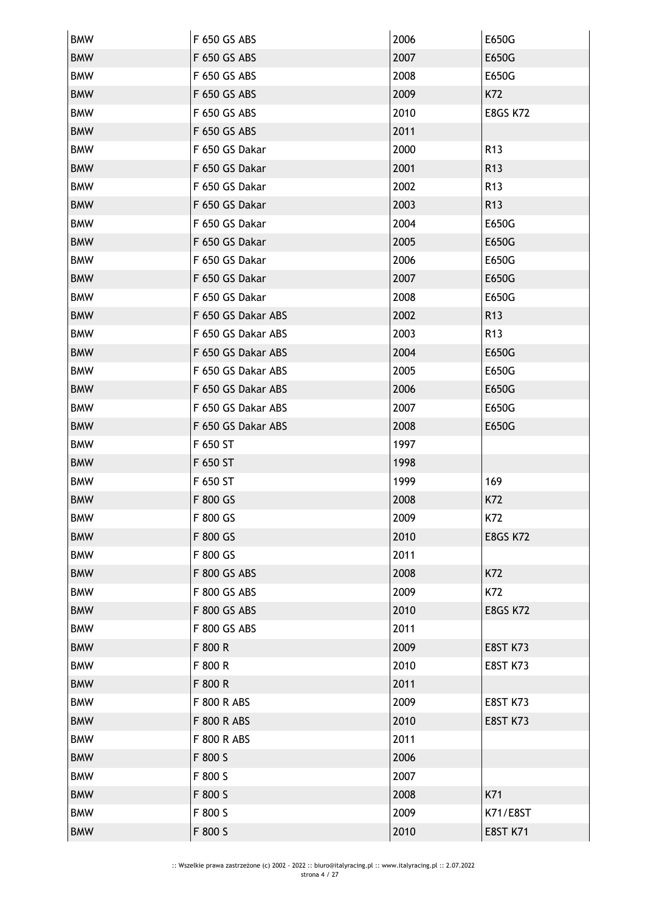| BMW | F 650 GS ABS | 2006 | E650G |
|---|---|---|---|
| BMW | F 650 GS ABS | 2007 | E650G |
| BMW | F 650 GS ABS | 2008 | E650G |
| BMW | F 650 GS ABS | 2009 | K72 |
| BMW | F 650 GS ABS | 2010 | E8GS K72 |
| BMW | F 650 GS ABS | 2011 | |
| BMW | F 650 GS Dakar | 2000 | R13 |
| BMW | F 650 GS Dakar | 2001 | R13 |
| BMW | F 650 GS Dakar | 2002 | R13 |
| BMW | F 650 GS Dakar | 2003 | R13 |
| BMW | F 650 GS Dakar | 2004 | E650G |
| BMW | F 650 GS Dakar | 2005 | E650G |
| BMW | F 650 GS Dakar | 2006 | E650G |
| BMW | F 650 GS Dakar | 2007 | E650G |
| BMW | F 650 GS Dakar | 2008 | E650G |
| BMW | F 650 GS Dakar ABS | 2002 | R13 |
| BMW | F 650 GS Dakar ABS | 2003 | R13 |
| BMW | F 650 GS Dakar ABS | 2004 | E650G |
| BMW | F 650 GS Dakar ABS | 2005 | E650G |
| BMW | F 650 GS Dakar ABS | 2006 | E650G |
| BMW | F 650 GS Dakar ABS | 2007 | E650G |
| BMW | F 650 GS Dakar ABS | 2008 | E650G |
| BMW | F 650 ST | 1997 | |
| BMW | F 650 ST | 1998 | |
| BMW | F 650 ST | 1999 | 169 |
| BMW | F 800 GS | 2008 | K72 |
| BMW | F 800 GS | 2009 | K72 |
| BMW | F 800 GS | 2010 | E8GS K72 |
| BMW | F 800 GS | 2011 | |
| BMW | F 800 GS ABS | 2008 | K72 |
| BMW | F 800 GS ABS | 2009 | K72 |
| BMW | F 800 GS ABS | 2010 | E8GS K72 |
| BMW | F 800 GS ABS | 2011 | |
| BMW | F 800 R | 2009 | E8ST K73 |
| BMW | F 800 R | 2010 | E8ST K73 |
| BMW | F 800 R | 2011 | |
| BMW | F 800 R ABS | 2009 | E8ST K73 |
| BMW | F 800 R ABS | 2010 | E8ST K73 |
| BMW | F 800 R ABS | 2011 | |
| BMW | F 800 S | 2006 | |
| BMW | F 800 S | 2007 | |
| BMW | F 800 S | 2008 | K71 |
| BMW | F 800 S | 2009 | K71/E8ST |
| BMW | F 800 S | 2010 | E8ST K71 |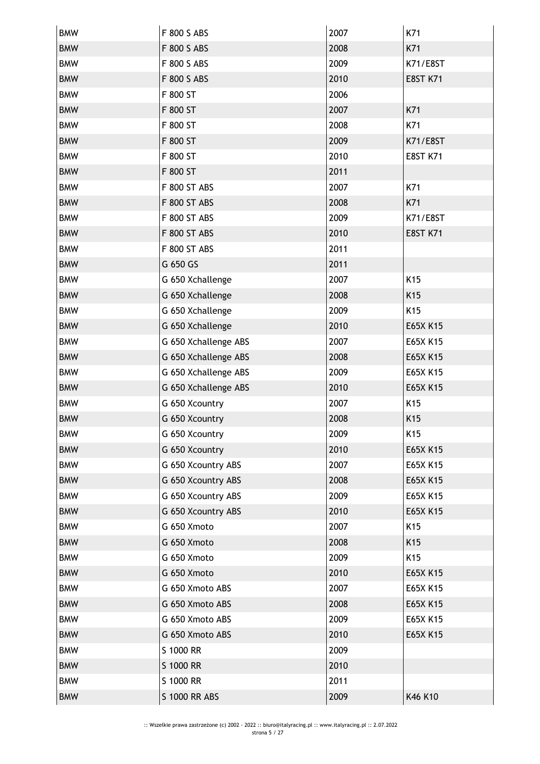| BMW | F 800 S ABS | 2007 | K71 |
|---|---|---|---|
| BMW | F 800 S ABS | 2008 | K71 |
| BMW | F 800 S ABS | 2009 | K71/E8ST |
| BMW | F 800 S ABS | 2010 | E8ST K71 |
| BMW | F 800 ST | 2006 | |
| BMW | F 800 ST | 2007 | K71 |
| BMW | F 800 ST | 2008 | K71 |
| BMW | F 800 ST | 2009 | K71/E8ST |
| BMW | F 800 ST | 2010 | E8ST K71 |
| BMW | F 800 ST | 2011 | |
| BMW | F 800 ST ABS | 2007 | K71 |
| BMW | F 800 ST ABS | 2008 | K71 |
| BMW | F 800 ST ABS | 2009 | K71/E8ST |
| BMW | F 800 ST ABS | 2010 | E8ST K71 |
| BMW | F 800 ST ABS | 2011 | |
| BMW | G 650 GS | 2011 | |
| BMW | G 650 Xchallenge | 2007 | K15 |
| BMW | G 650 Xchallenge | 2008 | K15 |
| BMW | G 650 Xchallenge | 2009 | K15 |
| BMW | G 650 Xchallenge | 2010 | E65X K15 |
| BMW | G 650 Xchallenge ABS | 2007 | E65X K15 |
| BMW | G 650 Xchallenge ABS | 2008 | E65X K15 |
| BMW | G 650 Xchallenge ABS | 2009 | E65X K15 |
| BMW | G 650 Xchallenge ABS | 2010 | E65X K15 |
| BMW | G 650 Xcountry | 2007 | K15 |
| BMW | G 650 Xcountry | 2008 | K15 |
| BMW | G 650 Xcountry | 2009 | K15 |
| BMW | G 650 Xcountry | 2010 | E65X K15 |
| BMW | G 650 Xcountry ABS | 2007 | E65X K15 |
| BMW | G 650 Xcountry ABS | 2008 | E65X K15 |
| BMW | G 650 Xcountry ABS | 2009 | E65X K15 |
| BMW | G 650 Xcountry ABS | 2010 | E65X K15 |
| BMW | G 650 Xmoto | 2007 | K15 |
| BMW | G 650 Xmoto | 2008 | K15 |
| BMW | G 650 Xmoto | 2009 | K15 |
| BMW | G 650 Xmoto | 2010 | E65X K15 |
| BMW | G 650 Xmoto ABS | 2007 | E65X K15 |
| BMW | G 650 Xmoto ABS | 2008 | E65X K15 |
| BMW | G 650 Xmoto ABS | 2009 | E65X K15 |
| BMW | G 650 Xmoto ABS | 2010 | E65X K15 |
| BMW | S 1000 RR | 2009 | |
| BMW | S 1000 RR | 2010 | |
| BMW | S 1000 RR | 2011 | |
| BMW | S 1000 RR ABS | 2009 | K46 K10 |

:: Wszelkie prawa zastrzeżone (c) 2002 - 2022 :: biuro@italyracing.pl :: www.italyracing.pl :: 2.07.2022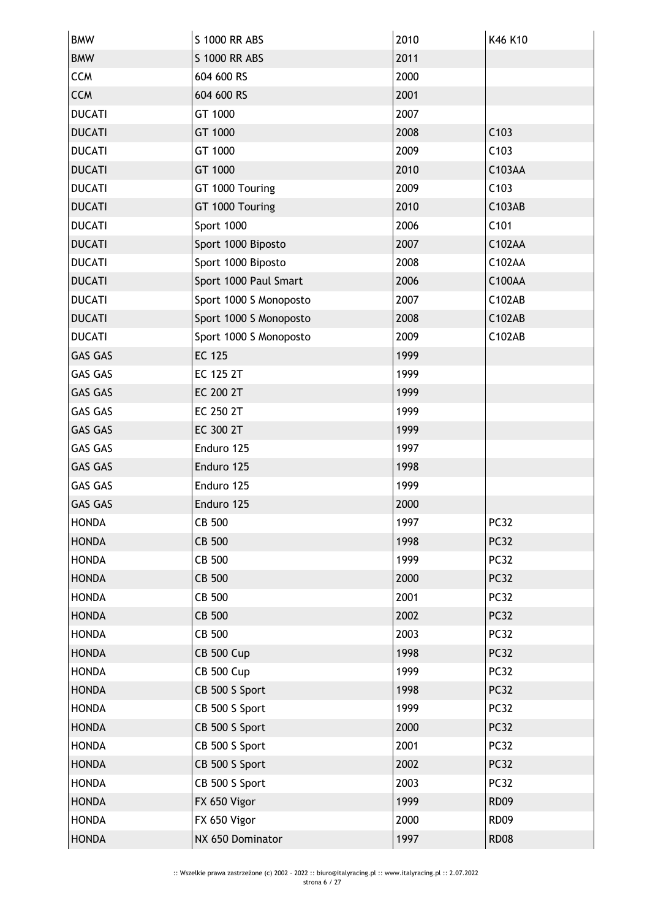| | | | |
|---|---|---|---|
| BMW | S 1000 RR ABS | 2010 | K46 K10 |
| BMW | S 1000 RR ABS | 2011 | |
| CCM | 604 600 RS | 2000 | |
| CCM | 604 600 RS | 2001 | |
| DUCATI | GT 1000 | 2007 | |
| DUCATI | GT 1000 | 2008 | C103 |
| DUCATI | GT 1000 | 2009 | C103 |
| DUCATI | GT 1000 | 2010 | C103AA |
| DUCATI | GT 1000 Touring | 2009 | C103 |
| DUCATI | GT 1000 Touring | 2010 | C103AB |
| DUCATI | Sport 1000 | 2006 | C101 |
| DUCATI | Sport 1000 Biposto | 2007 | C102AA |
| DUCATI | Sport 1000 Biposto | 2008 | C102AA |
| DUCATI | Sport 1000 Paul Smart | 2006 | C100AA |
| DUCATI | Sport 1000 S Monoposto | 2007 | C102AB |
| DUCATI | Sport 1000 S Monoposto | 2008 | C102AB |
| DUCATI | Sport 1000 S Monoposto | 2009 | C102AB |
| GAS GAS | EC 125 | 1999 | |
| GAS GAS | EC 125 2T | 1999 | |
| GAS GAS | EC 200 2T | 1999 | |
| GAS GAS | EC 250 2T | 1999 | |
| GAS GAS | EC 300 2T | 1999 | |
| GAS GAS | Enduro 125 | 1997 | |
| GAS GAS | Enduro 125 | 1998 | |
| GAS GAS | Enduro 125 | 1999 | |
| GAS GAS | Enduro 125 | 2000 | |
| HONDA | CB 500 | 1997 | PC32 |
| HONDA | CB 500 | 1998 | PC32 |
| HONDA | CB 500 | 1999 | PC32 |
| HONDA | CB 500 | 2000 | PC32 |
| HONDA | CB 500 | 2001 | PC32 |
| HONDA | CB 500 | 2002 | PC32 |
| HONDA | CB 500 | 2003 | PC32 |
| HONDA | CB 500 Cup | 1998 | PC32 |
| HONDA | CB 500 Cup | 1999 | PC32 |
| HONDA | CB 500 S Sport | 1998 | PC32 |
| HONDA | CB 500 S Sport | 1999 | PC32 |
| HONDA | CB 500 S Sport | 2000 | PC32 |
| HONDA | CB 500 S Sport | 2001 | PC32 |
| HONDA | CB 500 S Sport | 2002 | PC32 |
| HONDA | CB 500 S Sport | 2003 | PC32 |
| HONDA | FX 650 Vigor | 1999 | RD09 |
| HONDA | FX 650 Vigor | 2000 | RD09 |
| HONDA | NX 650 Dominator | 1997 | RD08 |

:: Wszelkie prawa zastrzeżone (c) 2002 - 2022 :: biuro@italyracing.pl :: www.italyracing.pl :: 2.07.2022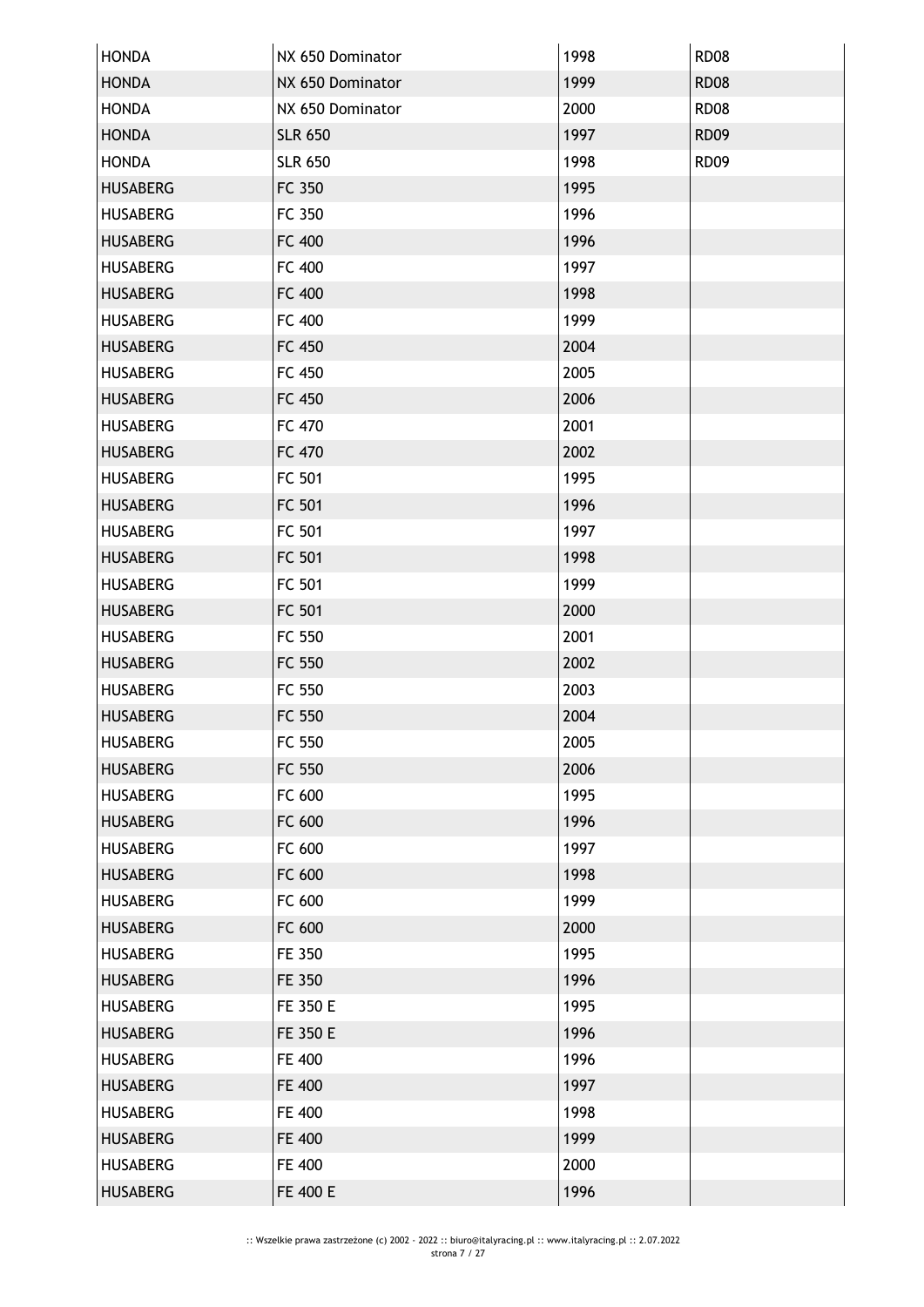| HONDA | NX 650 Dominator | 1998 | RD08 |
|---|---|---|---|
| HONDA | NX 650 Dominator | 1999 | RD08 |
| HONDA | NX 650 Dominator | 2000 | RD08 |
| HONDA | SLR 650 | 1997 | RD09 |
| HONDA | SLR 650 | 1998 | RD09 |
| HUSABERG | FC 350 | 1995 | |
| HUSABERG | FC 350 | 1996 | |
| HUSABERG | FC 400 | 1996 | |
| HUSABERG | FC 400 | 1997 | |
| HUSABERG | FC 400 | 1998 | |
| HUSABERG | FC 400 | 1999 | |
| HUSABERG | FC 450 | 2004 | |
| HUSABERG | FC 450 | 2005 | |
| HUSABERG | FC 450 | 2006 | |
| HUSABERG | FC 470 | 2001 | |
| HUSABERG | FC 470 | 2002 | |
| HUSABERG | FC 501 | 1995 | |
| HUSABERG | FC 501 | 1996 | |
| HUSABERG | FC 501 | 1997 | |
| HUSABERG | FC 501 | 1998 | |
| HUSABERG | FC 501 | 1999 | |
| HUSABERG | FC 501 | 2000 | |
| HUSABERG | FC 550 | 2001 | |
| HUSABERG | FC 550 | 2002 | |
| HUSABERG | FC 550 | 2003 | |
| HUSABERG | FC 550 | 2004 | |
| HUSABERG | FC 550 | 2005 | |
| HUSABERG | FC 550 | 2006 | |
| HUSABERG | FC 600 | 1995 | |
| HUSABERG | FC 600 | 1996 | |
| HUSABERG | FC 600 | 1997 | |
| HUSABERG | FC 600 | 1998 | |
| HUSABERG | FC 600 | 1999 | |
| HUSABERG | FC 600 | 2000 | |
| HUSABERG | FE 350 | 1995 | |
| HUSABERG | FE 350 | 1996 | |
| HUSABERG | FE 350 E | 1995 | |
| HUSABERG | FE 350 E | 1996 | |
| HUSABERG | FE 400 | 1996 | |
| HUSABERG | FE 400 | 1997 | |
| HUSABERG | FE 400 | 1998 | |
| HUSABERG | FE 400 | 1999 | |
| HUSABERG | FE 400 | 2000 | |
| HUSABERG | FE 400 E | 1996 | |

:: Wszelkie prawa zastrzeżone (c) 2002 - 2022 :: biuro@italyracing.pl :: www.italyracing.pl :: 2.07.2022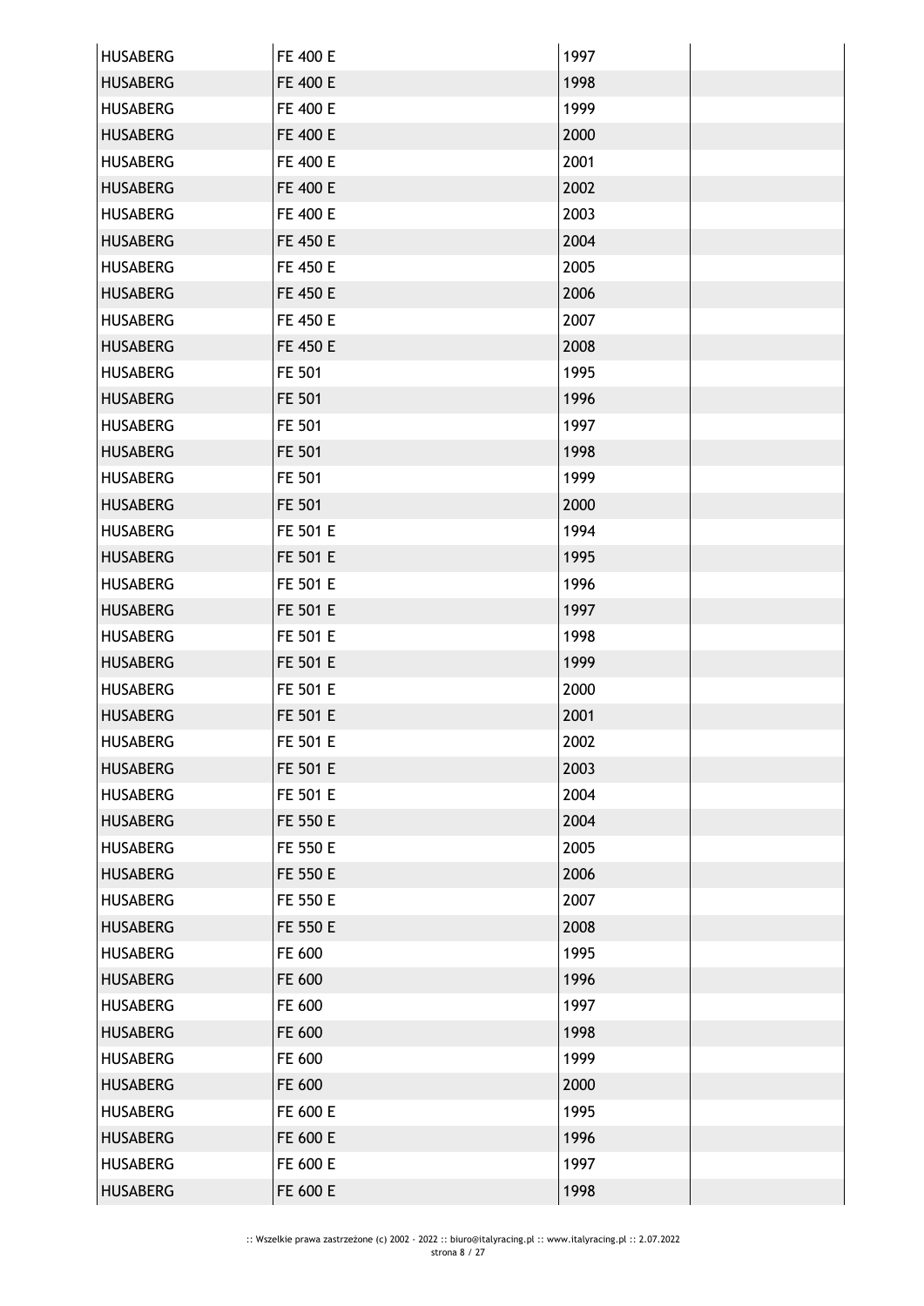| | | | |
|---|---|---|---|
| HUSABERG | FE 400 E | 1997 | |
| HUSABERG | FE 400 E | 1998 | |
| HUSABERG | FE 400 E | 1999 | |
| HUSABERG | FE 400 E | 2000 | |
| HUSABERG | FE 400 E | 2001 | |
| HUSABERG | FE 400 E | 2002 | |
| HUSABERG | FE 400 E | 2003 | |
| HUSABERG | FE 450 E | 2004 | |
| HUSABERG | FE 450 E | 2005 | |
| HUSABERG | FE 450 E | 2006 | |
| HUSABERG | FE 450 E | 2007 | |
| HUSABERG | FE 450 E | 2008 | |
| HUSABERG | FE 501 | 1995 | |
| HUSABERG | FE 501 | 1996 | |
| HUSABERG | FE 501 | 1997 | |
| HUSABERG | FE 501 | 1998 | |
| HUSABERG | FE 501 | 1999 | |
| HUSABERG | FE 501 | 2000 | |
| HUSABERG | FE 501 E | 1994 | |
| HUSABERG | FE 501 E | 1995 | |
| HUSABERG | FE 501 E | 1996 | |
| HUSABERG | FE 501 E | 1997 | |
| HUSABERG | FE 501 E | 1998 | |
| HUSABERG | FE 501 E | 1999 | |
| HUSABERG | FE 501 E | 2000 | |
| HUSABERG | FE 501 E | 2001 | |
| HUSABERG | FE 501 E | 2002 | |
| HUSABERG | FE 501 E | 2003 | |
| HUSABERG | FE 501 E | 2004 | |
| HUSABERG | FE 550 E | 2004 | |
| HUSABERG | FE 550 E | 2005 | |
| HUSABERG | FE 550 E | 2006 | |
| HUSABERG | FE 550 E | 2007 | |
| HUSABERG | FE 550 E | 2008 | |
| HUSABERG | FE 600 | 1995 | |
| HUSABERG | FE 600 | 1996 | |
| HUSABERG | FE 600 | 1997 | |
| HUSABERG | FE 600 | 1998 | |
| HUSABERG | FE 600 | 1999 | |
| HUSABERG | FE 600 | 2000 | |
| HUSABERG | FE 600 E | 1995 | |
| HUSABERG | FE 600 E | 1996 | |
| HUSABERG | FE 600 E | 1997 | |
| HUSABERG | FE 600 E | 1998 | |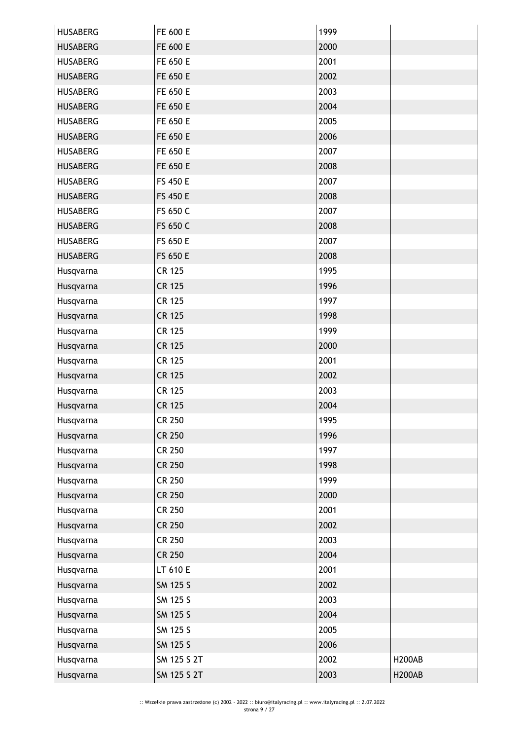| | | | |
|---|---|---|---|
| HUSABERG | FE 600 E | 1999 | |
| HUSABERG | FE 600 E | 2000 | |
| HUSABERG | FE 650 E | 2001 | |
| HUSABERG | FE 650 E | 2002 | |
| HUSABERG | FE 650 E | 2003 | |
| HUSABERG | FE 650 E | 2004 | |
| HUSABERG | FE 650 E | 2005 | |
| HUSABERG | FE 650 E | 2006 | |
| HUSABERG | FE 650 E | 2007 | |
| HUSABERG | FE 650 E | 2008 | |
| HUSABERG | FS 450 E | 2007 | |
| HUSABERG | FS 450 E | 2008 | |
| HUSABERG | FS 650 C | 2007 | |
| HUSABERG | FS 650 C | 2008 | |
| HUSABERG | FS 650 E | 2007 | |
| HUSABERG | FS 650 E | 2008 | |
| Husqvarna | CR 125 | 1995 | |
| Husqvarna | CR 125 | 1996 | |
| Husqvarna | CR 125 | 1997 | |
| Husqvarna | CR 125 | 1998 | |
| Husqvarna | CR 125 | 1999 | |
| Husqvarna | CR 125 | 2000 | |
| Husqvarna | CR 125 | 2001 | |
| Husqvarna | CR 125 | 2002 | |
| Husqvarna | CR 125 | 2003 | |
| Husqvarna | CR 125 | 2004 | |
| Husqvarna | CR 250 | 1995 | |
| Husqvarna | CR 250 | 1996 | |
| Husqvarna | CR 250 | 1997 | |
| Husqvarna | CR 250 | 1998 | |
| Husqvarna | CR 250 | 1999 | |
| Husqvarna | CR 250 | 2000 | |
| Husqvarna | CR 250 | 2001 | |
| Husqvarna | CR 250 | 2002 | |
| Husqvarna | CR 250 | 2003 | |
| Husqvarna | CR 250 | 2004 | |
| Husqvarna | LT 610 E | 2001 | |
| Husqvarna | SM 125 S | 2002 | |
| Husqvarna | SM 125 S | 2003 | |
| Husqvarna | SM 125 S | 2004 | |
| Husqvarna | SM 125 S | 2005 | |
| Husqvarna | SM 125 S | 2006 | |
| Husqvarna | SM 125 S 2T | 2002 | H200AB |
| Husqvarna | SM 125 S 2T | 2003 | H200AB |

:: Wszelkie prawa zastrzeżone (c) 2002 - 2022 :: biuro@italyracing.pl :: www.italyracing.pl :: 2.07.2022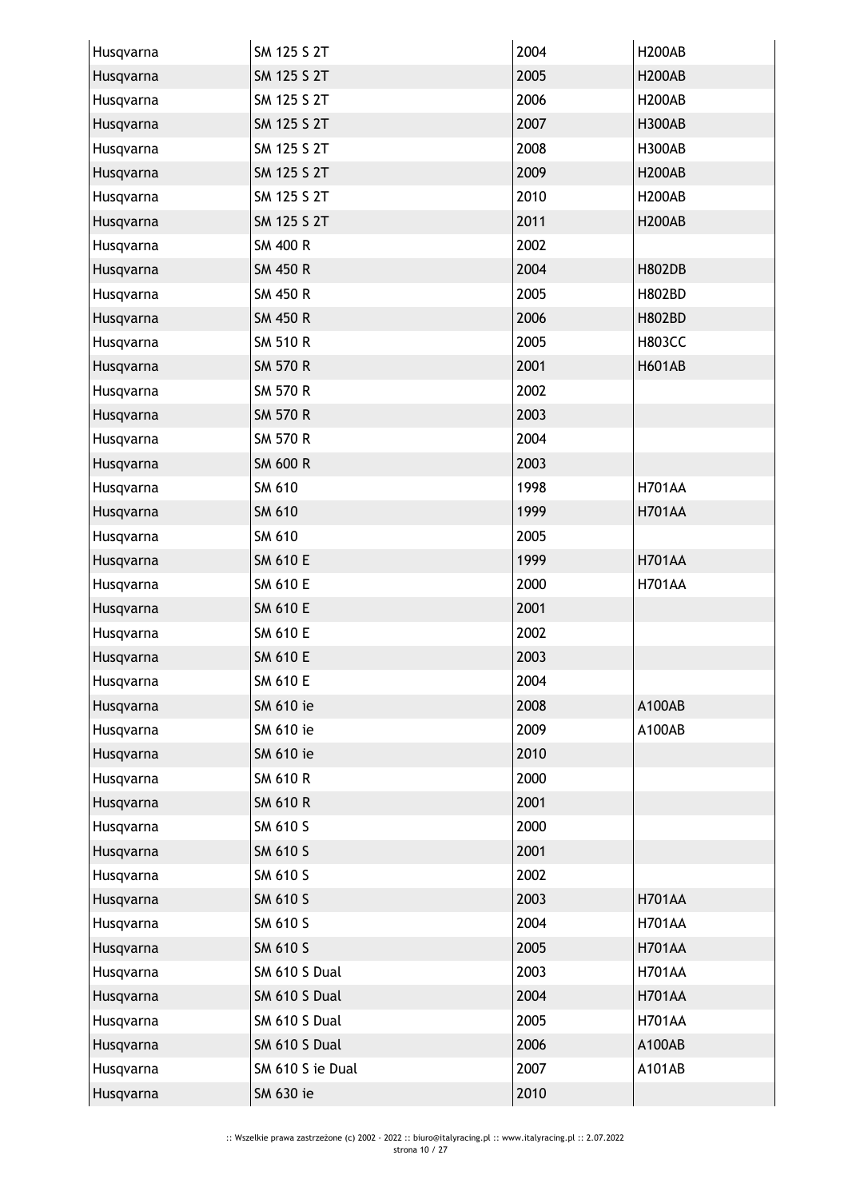| | | | |
|---|---|---|---|
| Husqvarna | SM 125 S 2T | 2004 | H200AB |
| Husqvarna | SM 125 S 2T | 2005 | H200AB |
| Husqvarna | SM 125 S 2T | 2006 | H200AB |
| Husqvarna | SM 125 S 2T | 2007 | H300AB |
| Husqvarna | SM 125 S 2T | 2008 | H300AB |
| Husqvarna | SM 125 S 2T | 2009 | H200AB |
| Husqvarna | SM 125 S 2T | 2010 | H200AB |
| Husqvarna | SM 125 S 2T | 2011 | H200AB |
| Husqvarna | SM 400 R | 2002 | |
| Husqvarna | SM 450 R | 2004 | H802DB |
| Husqvarna | SM 450 R | 2005 | H802BD |
| Husqvarna | SM 450 R | 2006 | H802BD |
| Husqvarna | SM 510 R | 2005 | H803CC |
| Husqvarna | SM 570 R | 2001 | H601AB |
| Husqvarna | SM 570 R | 2002 | |
| Husqvarna | SM 570 R | 2003 | |
| Husqvarna | SM 570 R | 2004 | |
| Husqvarna | SM 600 R | 2003 | |
| Husqvarna | SM 610 | 1998 | H701AA |
| Husqvarna | SM 610 | 1999 | H701AA |
| Husqvarna | SM 610 | 2005 | |
| Husqvarna | SM 610 E | 1999 | H701AA |
| Husqvarna | SM 610 E | 2000 | H701AA |
| Husqvarna | SM 610 E | 2001 | |
| Husqvarna | SM 610 E | 2002 | |
| Husqvarna | SM 610 E | 2003 | |
| Husqvarna | SM 610 E | 2004 | |
| Husqvarna | SM 610 ie | 2008 | A100AB |
| Husqvarna | SM 610 ie | 2009 | A100AB |
| Husqvarna | SM 610 ie | 2010 | |
| Husqvarna | SM 610 R | 2000 | |
| Husqvarna | SM 610 R | 2001 | |
| Husqvarna | SM 610 S | 2000 | |
| Husqvarna | SM 610 S | 2001 | |
| Husqvarna | SM 610 S | 2002 | |
| Husqvarna | SM 610 S | 2003 | H701AA |
| Husqvarna | SM 610 S | 2004 | H701AA |
| Husqvarna | SM 610 S | 2005 | H701AA |
| Husqvarna | SM 610 S Dual | 2003 | H701AA |
| Husqvarna | SM 610 S Dual | 2004 | H701AA |
| Husqvarna | SM 610 S Dual | 2005 | H701AA |
| Husqvarna | SM 610 S Dual | 2006 | A100AB |
| Husqvarna | SM 610 S ie Dual | 2007 | A101AB |
| Husqvarna | SM 630 ie | 2010 | |

:: Wszelkie prawa zastrzeżone (c) 2002 - 2022 :: biuro@italyracing.pl :: www.italyracing.pl :: 2.07.2022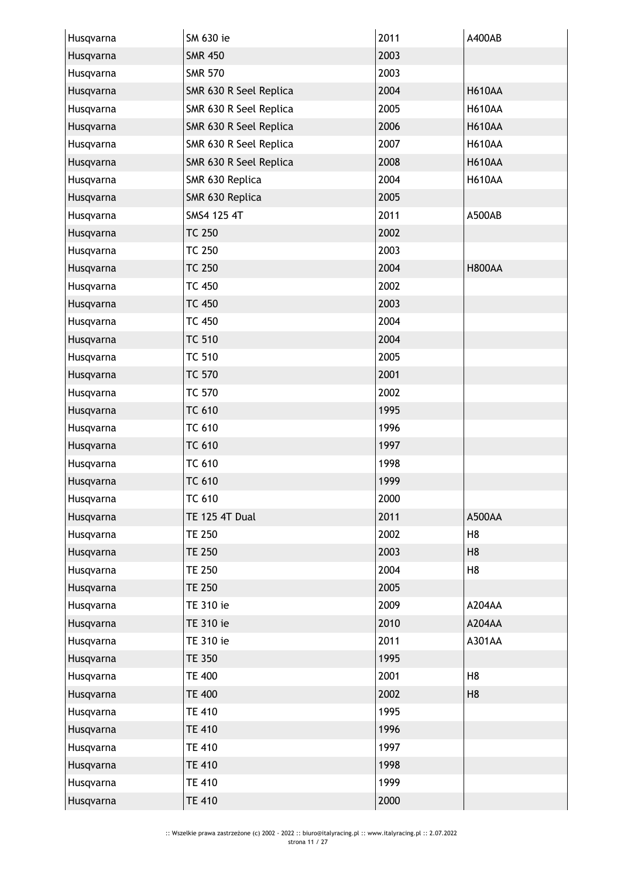| | | | |
|---|---|---|---|
| Husqvarna | SM 630 ie | 2011 | A400AB |
| Husqvarna | SMR 450 | 2003 | |
| Husqvarna | SMR 570 | 2003 | |
| Husqvarna | SMR 630 R Seel Replica | 2004 | H610AA |
| Husqvarna | SMR 630 R Seel Replica | 2005 | H610AA |
| Husqvarna | SMR 630 R Seel Replica | 2006 | H610AA |
| Husqvarna | SMR 630 R Seel Replica | 2007 | H610AA |
| Husqvarna | SMR 630 R Seel Replica | 2008 | H610AA |
| Husqvarna | SMR 630 Replica | 2004 | H610AA |
| Husqvarna | SMR 630 Replica | 2005 | |
| Husqvarna | SMS4 125 4T | 2011 | A500AB |
| Husqvarna | TC 250 | 2002 | |
| Husqvarna | TC 250 | 2003 | |
| Husqvarna | TC 250 | 2004 | H800AA |
| Husqvarna | TC 450 | 2002 | |
| Husqvarna | TC 450 | 2003 | |
| Husqvarna | TC 450 | 2004 | |
| Husqvarna | TC 510 | 2004 | |
| Husqvarna | TC 510 | 2005 | |
| Husqvarna | TC 570 | 2001 | |
| Husqvarna | TC 570 | 2002 | |
| Husqvarna | TC 610 | 1995 | |
| Husqvarna | TC 610 | 1996 | |
| Husqvarna | TC 610 | 1997 | |
| Husqvarna | TC 610 | 1998 | |
| Husqvarna | TC 610 | 1999 | |
| Husqvarna | TC 610 | 2000 | |
| Husqvarna | TE 125 4T Dual | 2011 | A500AA |
| Husqvarna | TE 250 | 2002 | H8 |
| Husqvarna | TE 250 | 2003 | H8 |
| Husqvarna | TE 250 | 2004 | H8 |
| Husqvarna | TE 250 | 2005 | |
| Husqvarna | TE 310 ie | 2009 | A204AA |
| Husqvarna | TE 310 ie | 2010 | A204AA |
| Husqvarna | TE 310 ie | 2011 | A301AA |
| Husqvarna | TE 350 | 1995 | |
| Husqvarna | TE 400 | 2001 | H8 |
| Husqvarna | TE 400 | 2002 | H8 |
| Husqvarna | TE 410 | 1995 | |
| Husqvarna | TE 410 | 1996 | |
| Husqvarna | TE 410 | 1997 | |
| Husqvarna | TE 410 | 1998 | |
| Husqvarna | TE 410 | 1999 | |
| Husqvarna | TE 410 | 2000 | |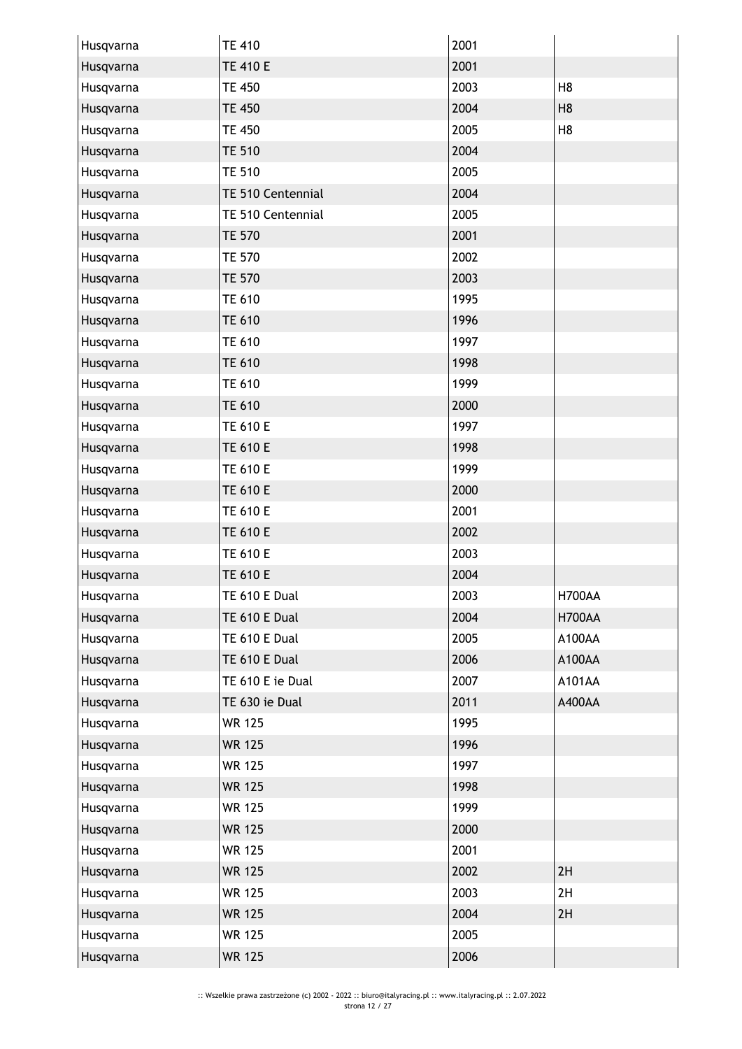| Husqvarna | TE 410 | 2001 | |
|---|---|---|---|
| Husqvarna | TE 410 E | 2001 | |
| Husqvarna | TE 450 | 2003 | H8 |
| Husqvarna | TE 450 | 2004 | H8 |
| Husqvarna | TE 450 | 2005 | H8 |
| Husqvarna | TE 510 | 2004 | |
| Husqvarna | TE 510 | 2005 | |
| Husqvarna | TE 510 Centennial | 2004 | |
| Husqvarna | TE 510 Centennial | 2005 | |
| Husqvarna | TE 570 | 2001 | |
| Husqvarna | TE 570 | 2002 | |
| Husqvarna | TE 570 | 2003 | |
| Husqvarna | TE 610 | 1995 | |
| Husqvarna | TE 610 | 1996 | |
| Husqvarna | TE 610 | 1997 | |
| Husqvarna | TE 610 | 1998 | |
| Husqvarna | TE 610 | 1999 | |
| Husqvarna | TE 610 | 2000 | |
| Husqvarna | TE 610 E | 1997 | |
| Husqvarna | TE 610 E | 1998 | |
| Husqvarna | TE 610 E | 1999 | |
| Husqvarna | TE 610 E | 2000 | |
| Husqvarna | TE 610 E | 2001 | |
| Husqvarna | TE 610 E | 2002 | |
| Husqvarna | TE 610 E | 2003 | |
| Husqvarna | TE 610 E | 2004 | |
| Husqvarna | TE 610 E Dual | 2003 | H700AA |
| Husqvarna | TE 610 E Dual | 2004 | H700AA |
| Husqvarna | TE 610 E Dual | 2005 | A100AA |
| Husqvarna | TE 610 E Dual | 2006 | A100AA |
| Husqvarna | TE 610 E ie Dual | 2007 | A101AA |
| Husqvarna | TE 630 ie Dual | 2011 | A400AA |
| Husqvarna | WR 125 | 1995 | |
| Husqvarna | WR 125 | 1996 | |
| Husqvarna | WR 125 | 1997 | |
| Husqvarna | WR 125 | 1998 | |
| Husqvarna | WR 125 | 1999 | |
| Husqvarna | WR 125 | 2000 | |
| Husqvarna | WR 125 | 2001 | |
| Husqvarna | WR 125 | 2002 | 2H |
| Husqvarna | WR 125 | 2003 | 2H |
| Husqvarna | WR 125 | 2004 | 2H |
| Husqvarna | WR 125 | 2005 | |
| Husqvarna | WR 125 | 2006 | |

:: Wszelkie prawa zastrzeżone (c) 2002 - 2022 :: biuro@italyracing.pl :: www.italyracing.pl :: 2.07.2022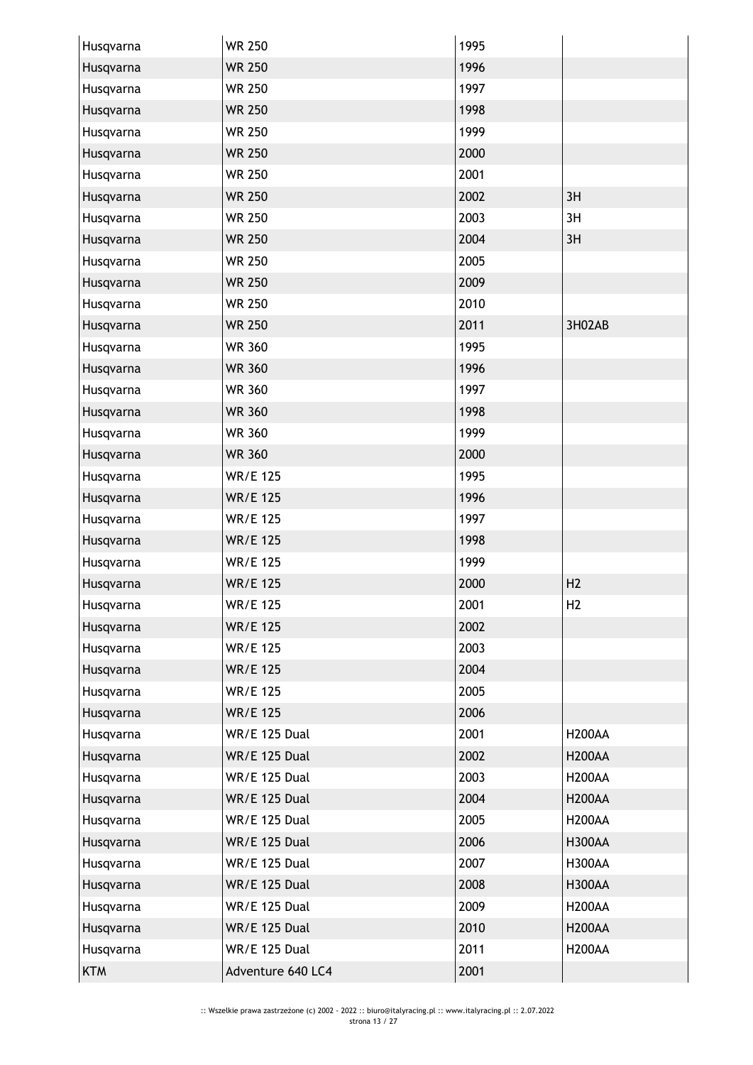| Husqvarna | WR 250 | 1995 | |
|---|---|---|---|
| Husqvarna | WR 250 | 1996 | |
| Husqvarna | WR 250 | 1997 | |
| Husqvarna | WR 250 | 1998 | |
| Husqvarna | WR 250 | 1999 | |
| Husqvarna | WR 250 | 2000 | |
| Husqvarna | WR 250 | 2001 | |
| Husqvarna | WR 250 | 2002 | 3H |
| Husqvarna | WR 250 | 2003 | 3H |
| Husqvarna | WR 250 | 2004 | 3H |
| Husqvarna | WR 250 | 2005 | |
| Husqvarna | WR 250 | 2009 | |
| Husqvarna | WR 250 | 2010 | |
| Husqvarna | WR 250 | 2011 | 3H02AB |
| Husqvarna | WR 360 | 1995 | |
| Husqvarna | WR 360 | 1996 | |
| Husqvarna | WR 360 | 1997 | |
| Husqvarna | WR 360 | 1998 | |
| Husqvarna | WR 360 | 1999 | |
| Husqvarna | WR 360 | 2000 | |
| Husqvarna | WR/E 125 | 1995 | |
| Husqvarna | WR/E 125 | 1996 | |
| Husqvarna | WR/E 125 | 1997 | |
| Husqvarna | WR/E 125 | 1998 | |
| Husqvarna | WR/E 125 | 1999 | |
| Husqvarna | WR/E 125 | 2000 | H2 |
| Husqvarna | WR/E 125 | 2001 | H2 |
| Husqvarna | WR/E 125 | 2002 | |
| Husqvarna | WR/E 125 | 2003 | |
| Husqvarna | WR/E 125 | 2004 | |
| Husqvarna | WR/E 125 | 2005 | |
| Husqvarna | WR/E 125 | 2006 | |
| Husqvarna | WR/E 125 Dual | 2001 | H200AA |
| Husqvarna | WR/E 125 Dual | 2002 | H200AA |
| Husqvarna | WR/E 125 Dual | 2003 | H200AA |
| Husqvarna | WR/E 125 Dual | 2004 | H200AA |
| Husqvarna | WR/E 125 Dual | 2005 | H200AA |
| Husqvarna | WR/E 125 Dual | 2006 | H300AA |
| Husqvarna | WR/E 125 Dual | 2007 | H300AA |
| Husqvarna | WR/E 125 Dual | 2008 | H300AA |
| Husqvarna | WR/E 125 Dual | 2009 | H200AA |
| Husqvarna | WR/E 125 Dual | 2010 | H200AA |
| Husqvarna | WR/E 125 Dual | 2011 | H200AA |
| KTM | Adventure 640 LC4 | 2001 | |

:: Wszelkie prawa zastrzeżone (c) 2002 - 2022 :: biuro@italyracing.pl :: www.italyracing.pl :: 2.07.2022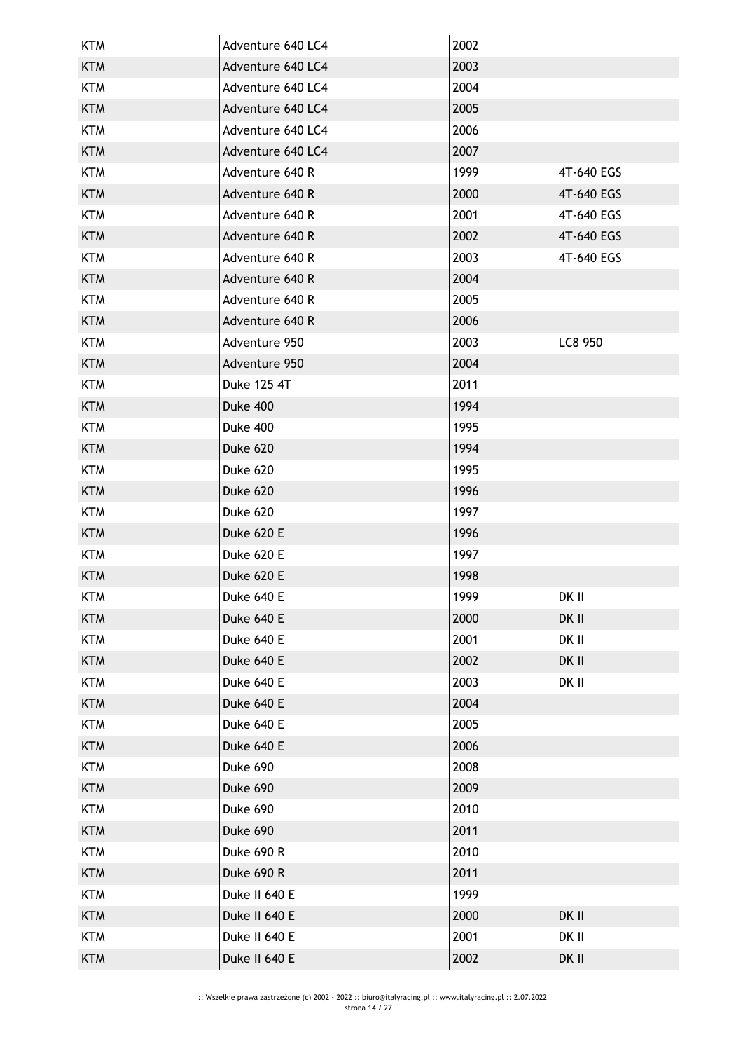| KTM | Adventure 640 LC4 | 2002 | |
|---|---|---|---|
| KTM | Adventure 640 LC4 | 2003 | |
| KTM | Adventure 640 LC4 | 2004 | |
| KTM | Adventure 640 LC4 | 2005 | |
| KTM | Adventure 640 LC4 | 2006 | |
| KTM | Adventure 640 LC4 | 2007 | |
| KTM | Adventure 640 R | 1999 | 4T-640 EGS |
| KTM | Adventure 640 R | 2000 | 4T-640 EGS |
| KTM | Adventure 640 R | 2001 | 4T-640 EGS |
| KTM | Adventure 640 R | 2002 | 4T-640 EGS |
| KTM | Adventure 640 R | 2003 | 4T-640 EGS |
| KTM | Adventure 640 R | 2004 | |
| KTM | Adventure 640 R | 2005 | |
| KTM | Adventure 640 R | 2006 | |
| KTM | Adventure 950 | 2003 | LC8 950 |
| KTM | Adventure 950 | 2004 | |
| KTM | Duke 125 4T | 2011 | |
| KTM | Duke 400 | 1994 | |
| KTM | Duke 400 | 1995 | |
| KTM | Duke 620 | 1994 | |
| KTM | Duke 620 | 1995 | |
| KTM | Duke 620 | 1996 | |
| KTM | Duke 620 | 1997 | |
| KTM | Duke 620 E | 1996 | |
| KTM | Duke 620 E | 1997 | |
| KTM | Duke 620 E | 1998 | |
| KTM | Duke 640 E | 1999 | DK II |
| KTM | Duke 640 E | 2000 | DK II |
| KTM | Duke 640 E | 2001 | DK II |
| KTM | Duke 640 E | 2002 | DK II |
| KTM | Duke 640 E | 2003 | DK II |
| KTM | Duke 640 E | 2004 | |
| KTM | Duke 640 E | 2005 | |
| KTM | Duke 640 E | 2006 | |
| KTM | Duke 690 | 2008 | |
| KTM | Duke 690 | 2009 | |
| KTM | Duke 690 | 2010 | |
| KTM | Duke 690 | 2011 | |
| KTM | Duke 690 R | 2010 | |
| KTM | Duke 690 R | 2011 | |
| KTM | Duke II 640 E | 1999 | |
| KTM | Duke II 640 E | 2000 | DK II |
| KTM | Duke II 640 E | 2001 | DK II |
| KTM | Duke II 640 E | 2002 | DK II |

:: Wszelkie prawa zastrzeżone (c) 2002 - 2022 :: biuro@italyracing.pl :: www.italyracing.pl :: 2.07.2022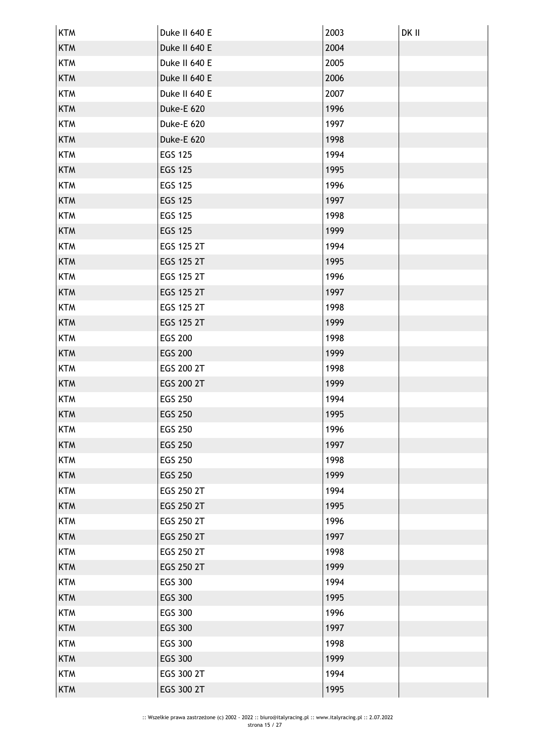| KTM | Duke II 640 E | 2003 | DK II |
|---|---|---|---|
| KTM | Duke II 640 E | 2004 | |
| KTM | Duke II 640 E | 2005 | |
| KTM | Duke II 640 E | 2006 | |
| KTM | Duke II 640 E | 2007 | |
| KTM | Duke-E 620 | 1996 | |
| KTM | Duke-E 620 | 1997 | |
| KTM | Duke-E 620 | 1998 | |
| KTM | EGS 125 | 1994 | |
| KTM | EGS 125 | 1995 | |
| KTM | EGS 125 | 1996 | |
| KTM | EGS 125 | 1997 | |
| KTM | EGS 125 | 1998 | |
| KTM | EGS 125 | 1999 | |
| KTM | EGS 125 2T | 1994 | |
| KTM | EGS 125 2T | 1995 | |
| KTM | EGS 125 2T | 1996 | |
| KTM | EGS 125 2T | 1997 | |
| KTM | EGS 125 2T | 1998 | |
| KTM | EGS 125 2T | 1999 | |
| KTM | EGS 200 | 1998 | |
| KTM | EGS 200 | 1999 | |
| KTM | EGS 200 2T | 1998 | |
| KTM | EGS 200 2T | 1999 | |
| KTM | EGS 250 | 1994 | |
| KTM | EGS 250 | 1995 | |
| KTM | EGS 250 | 1996 | |
| KTM | EGS 250 | 1997 | |
| KTM | EGS 250 | 1998 | |
| KTM | EGS 250 | 1999 | |
| KTM | EGS 250 2T | 1994 | |
| KTM | EGS 250 2T | 1995 | |
| KTM | EGS 250 2T | 1996 | |
| KTM | EGS 250 2T | 1997 | |
| KTM | EGS 250 2T | 1998 | |
| KTM | EGS 250 2T | 1999 | |
| KTM | EGS 300 | 1994 | |
| KTM | EGS 300 | 1995 | |
| KTM | EGS 300 | 1996 | |
| KTM | EGS 300 | 1997 | |
| KTM | EGS 300 | 1998 | |
| KTM | EGS 300 | 1999 | |
| KTM | EGS 300 2T | 1994 | |
| KTM | EGS 300 2T | 1995 | |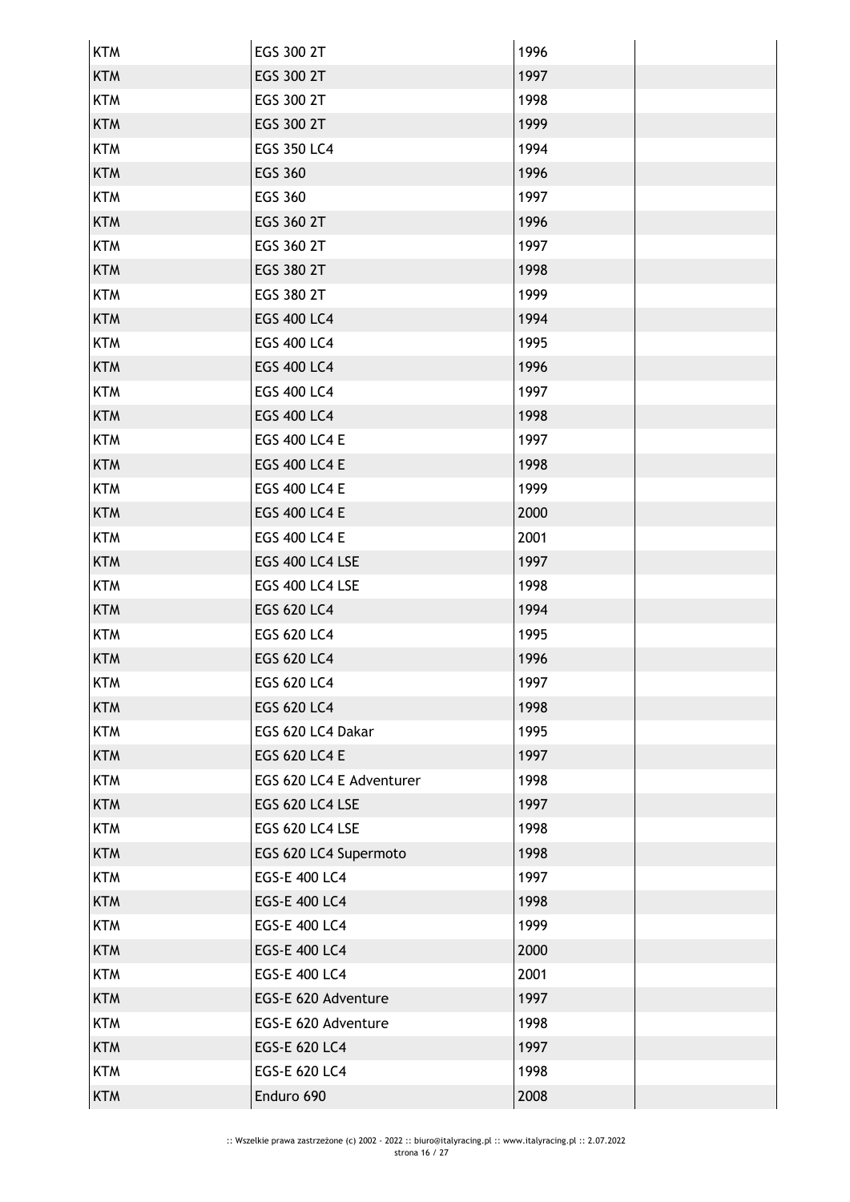| | | | |
|---|---|---|---|
| KTM | EGS 300 2T | 1996 | |
| KTM | EGS 300 2T | 1997 | |
| KTM | EGS 300 2T | 1998 | |
| KTM | EGS 300 2T | 1999 | |
| KTM | EGS 350 LC4 | 1994 | |
| KTM | EGS 360 | 1996 | |
| KTM | EGS 360 | 1997 | |
| KTM | EGS 360 2T | 1996 | |
| KTM | EGS 360 2T | 1997 | |
| KTM | EGS 380 2T | 1998 | |
| KTM | EGS 380 2T | 1999 | |
| KTM | EGS 400 LC4 | 1994 | |
| KTM | EGS 400 LC4 | 1995 | |
| KTM | EGS 400 LC4 | 1996 | |
| KTM | EGS 400 LC4 | 1997 | |
| KTM | EGS 400 LC4 | 1998 | |
| KTM | EGS 400 LC4 E | 1997 | |
| KTM | EGS 400 LC4 E | 1998 | |
| KTM | EGS 400 LC4 E | 1999 | |
| KTM | EGS 400 LC4 E | 2000 | |
| KTM | EGS 400 LC4 E | 2001 | |
| KTM | EGS 400 LC4 LSE | 1997 | |
| KTM | EGS 400 LC4 LSE | 1998 | |
| KTM | EGS 620 LC4 | 1994 | |
| KTM | EGS 620 LC4 | 1995 | |
| KTM | EGS 620 LC4 | 1996 | |
| KTM | EGS 620 LC4 | 1997 | |
| KTM | EGS 620 LC4 | 1998 | |
| KTM | EGS 620 LC4 Dakar | 1995 | |
| KTM | EGS 620 LC4 E | 1997 | |
| KTM | EGS 620 LC4 E Adventurer | 1998 | |
| KTM | EGS 620 LC4 LSE | 1997 | |
| KTM | EGS 620 LC4 LSE | 1998 | |
| KTM | EGS 620 LC4 Supermoto | 1998 | |
| KTM | EGS-E 400 LC4 | 1997 | |
| KTM | EGS-E 400 LC4 | 1998 | |
| KTM | EGS-E 400 LC4 | 1999 | |
| KTM | EGS-E 400 LC4 | 2000 | |
| KTM | EGS-E 400 LC4 | 2001 | |
| KTM | EGS-E 620 Adventure | 1997 | |
| KTM | EGS-E 620 Adventure | 1998 | |
| KTM | EGS-E 620 LC4 | 1997 | |
| KTM | EGS-E 620 LC4 | 1998 | |
| KTM | Enduro 690 | 2008 | |

:: Wszelkie prawa zastrzeżone (c) 2002 - 2022 :: biuro@italyracing.pl :: www.italyracing.pl :: 2.07.2022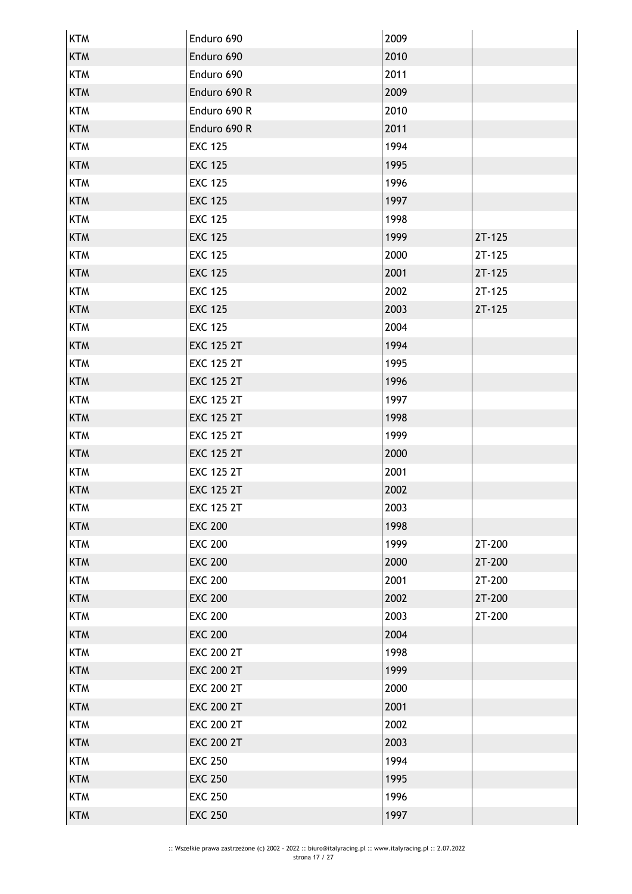| KTM | Enduro 690 | 2009 | |
|---|---|---|---|
| KTM | Enduro 690 | 2010 | |
| KTM | Enduro 690 | 2011 | |
| KTM | Enduro 690 R | 2009 | |
| KTM | Enduro 690 R | 2010 | |
| KTM | Enduro 690 R | 2011 | |
| KTM | EXC 125 | 1994 | |
| KTM | EXC 125 | 1995 | |
| KTM | EXC 125 | 1996 | |
| KTM | EXC 125 | 1997 | |
| KTM | EXC 125 | 1998 | |
| KTM | EXC 125 | 1999 | 2T-125 |
| KTM | EXC 125 | 2000 | 2T-125 |
| KTM | EXC 125 | 2001 | 2T-125 |
| KTM | EXC 125 | 2002 | 2T-125 |
| KTM | EXC 125 | 2003 | 2T-125 |
| KTM | EXC 125 | 2004 | |
| KTM | EXC 125 2T | 1994 | |
| KTM | EXC 125 2T | 1995 | |
| KTM | EXC 125 2T | 1996 | |
| KTM | EXC 125 2T | 1997 | |
| KTM | EXC 125 2T | 1998 | |
| KTM | EXC 125 2T | 1999 | |
| KTM | EXC 125 2T | 2000 | |
| KTM | EXC 125 2T | 2001 | |
| KTM | EXC 125 2T | 2002 | |
| KTM | EXC 125 2T | 2003 | |
| KTM | EXC 200 | 1998 | |
| KTM | EXC 200 | 1999 | 2T-200 |
| KTM | EXC 200 | 2000 | 2T-200 |
| KTM | EXC 200 | 2001 | 2T-200 |
| KTM | EXC 200 | 2002 | 2T-200 |
| KTM | EXC 200 | 2003 | 2T-200 |
| KTM | EXC 200 | 2004 | |
| KTM | EXC 200 2T | 1998 | |
| KTM | EXC 200 2T | 1999 | |
| KTM | EXC 200 2T | 2000 | |
| KTM | EXC 200 2T | 2001 | |
| KTM | EXC 200 2T | 2002 | |
| KTM | EXC 200 2T | 2003 | |
| KTM | EXC 250 | 1994 | |
| KTM | EXC 250 | 1995 | |
| KTM | EXC 250 | 1996 | |
| KTM | EXC 250 | 1997 | |

:: Wszelkie prawa zastrzeżone (c) 2002 - 2022 :: biuro@italyracing.pl :: www.italyracing.pl :: 2.07.2022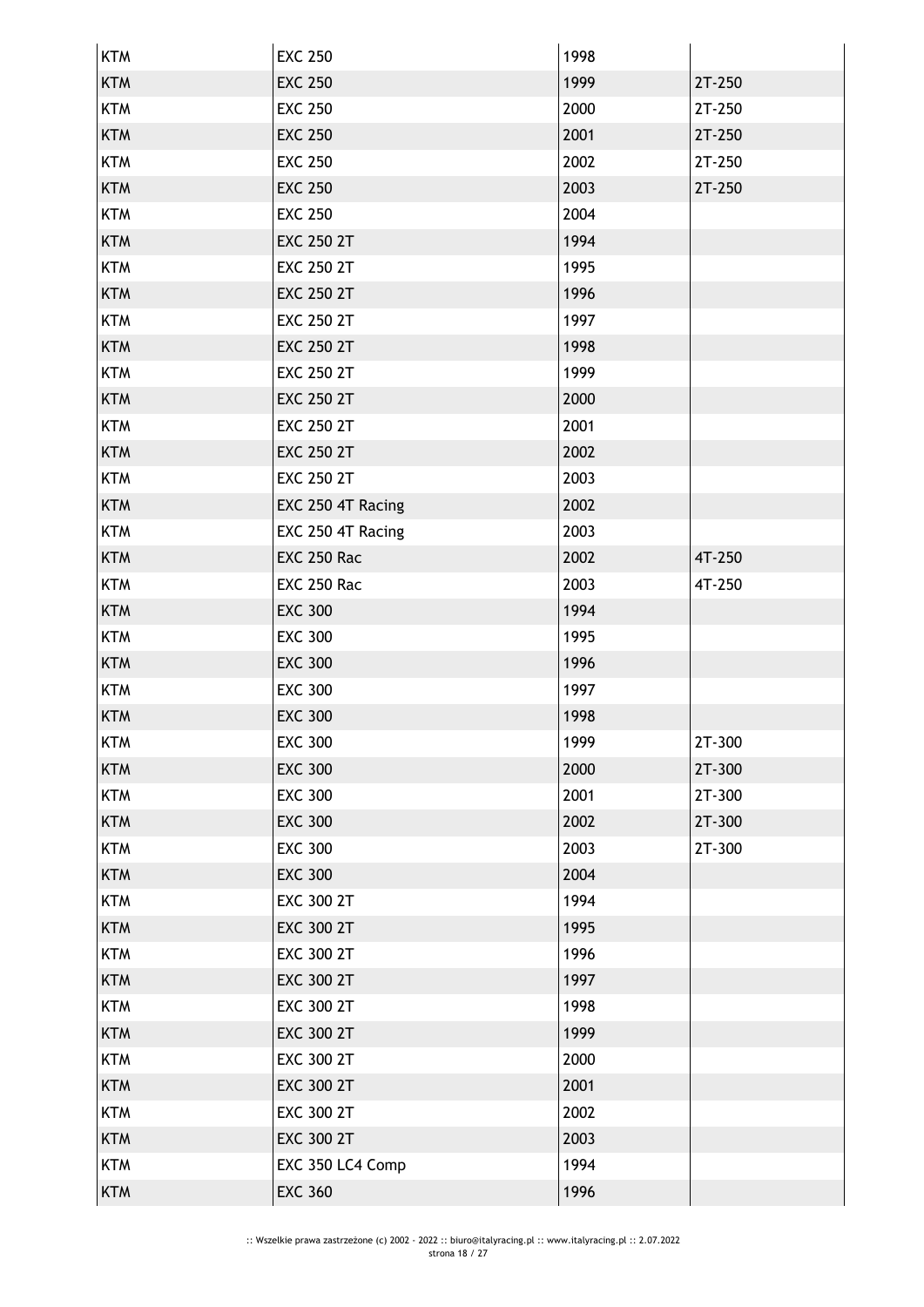| KTM | EXC 250 | 1998 | |
|---|---|---|---|
| KTM | EXC 250 | 1999 | 2T-250 |
| KTM | EXC 250 | 2000 | 2T-250 |
| KTM | EXC 250 | 2001 | 2T-250 |
| KTM | EXC 250 | 2002 | 2T-250 |
| KTM | EXC 250 | 2003 | 2T-250 |
| KTM | EXC 250 | 2004 | |
| KTM | EXC 250 2T | 1994 | |
| KTM | EXC 250 2T | 1995 | |
| KTM | EXC 250 2T | 1996 | |
| KTM | EXC 250 2T | 1997 | |
| KTM | EXC 250 2T | 1998 | |
| KTM | EXC 250 2T | 1999 | |
| KTM | EXC 250 2T | 2000 | |
| KTM | EXC 250 2T | 2001 | |
| KTM | EXC 250 2T | 2002 | |
| KTM | EXC 250 2T | 2003 | |
| KTM | EXC 250 4T Racing | 2002 | |
| KTM | EXC 250 4T Racing | 2003 | |
| KTM | EXC 250 Rac | 2002 | 4T-250 |
| KTM | EXC 250 Rac | 2003 | 4T-250 |
| KTM | EXC 300 | 1994 | |
| KTM | EXC 300 | 1995 | |
| KTM | EXC 300 | 1996 | |
| KTM | EXC 300 | 1997 | |
| KTM | EXC 300 | 1998 | |
| KTM | EXC 300 | 1999 | 2T-300 |
| KTM | EXC 300 | 2000 | 2T-300 |
| KTM | EXC 300 | 2001 | 2T-300 |
| KTM | EXC 300 | 2002 | 2T-300 |
| KTM | EXC 300 | 2003 | 2T-300 |
| KTM | EXC 300 | 2004 | |
| KTM | EXC 300 2T | 1994 | |
| KTM | EXC 300 2T | 1995 | |
| KTM | EXC 300 2T | 1996 | |
| KTM | EXC 300 2T | 1997 | |
| KTM | EXC 300 2T | 1998 | |
| KTM | EXC 300 2T | 1999 | |
| KTM | EXC 300 2T | 2000 | |
| KTM | EXC 300 2T | 2001 | |
| KTM | EXC 300 2T | 2002 | |
| KTM | EXC 300 2T | 2003 | |
| KTM | EXC 350 LC4 Comp | 1994 | |
| KTM | EXC 360 | 1996 | |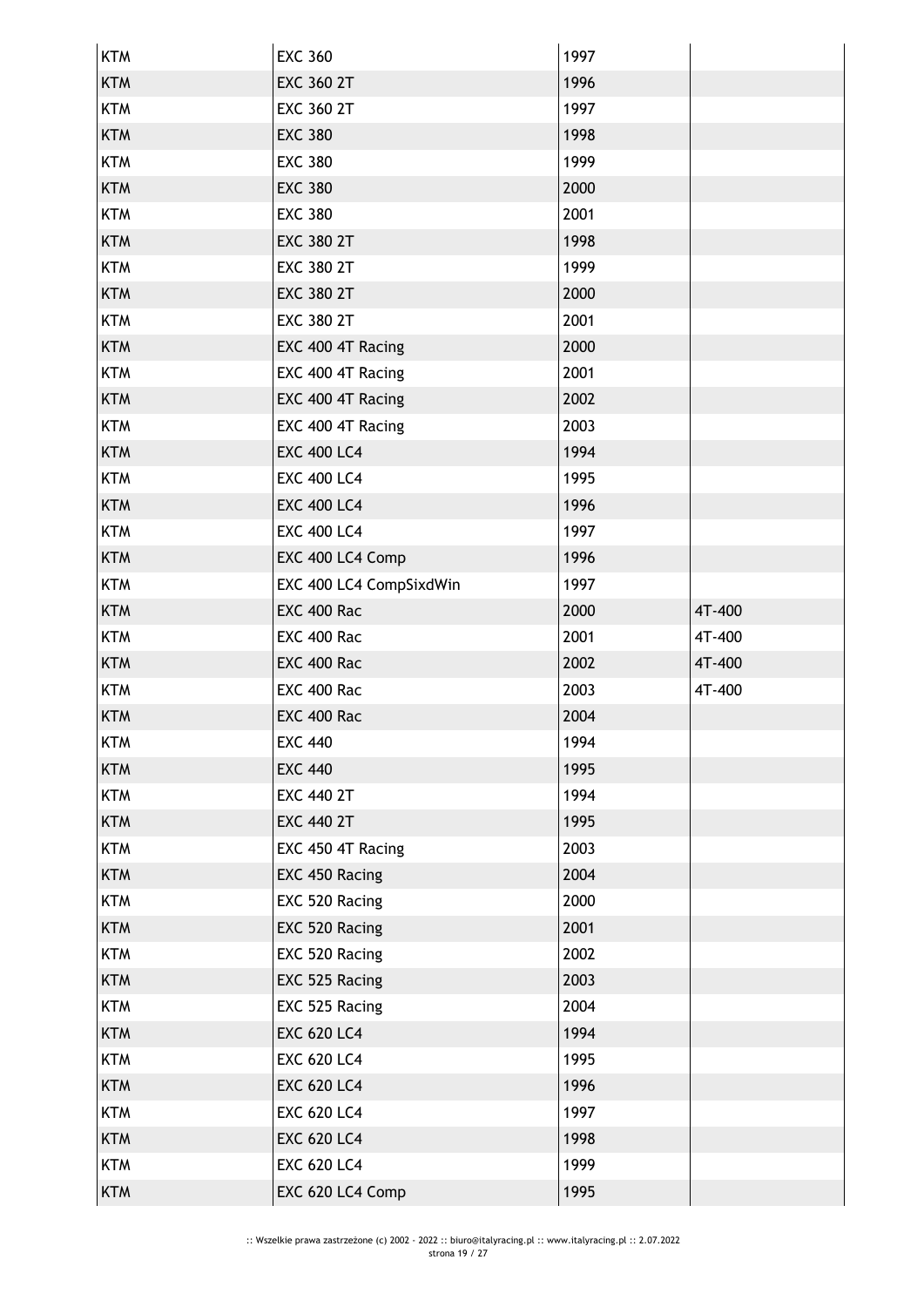| KTM | EXC 360 | 1997 | |
|---|---|---|---|
| KTM | EXC 360 2T | 1996 | |
| KTM | EXC 360 2T | 1997 | |
| KTM | EXC 380 | 1998 | |
| KTM | EXC 380 | 1999 | |
| KTM | EXC 380 | 2000 | |
| KTM | EXC 380 | 2001 | |
| KTM | EXC 380 2T | 1998 | |
| KTM | EXC 380 2T | 1999 | |
| KTM | EXC 380 2T | 2000 | |
| KTM | EXC 380 2T | 2001 | |
| KTM | EXC 400 4T Racing | 2000 | |
| KTM | EXC 400 4T Racing | 2001 | |
| KTM | EXC 400 4T Racing | 2002 | |
| KTM | EXC 400 4T Racing | 2003 | |
| KTM | EXC 400 LC4 | 1994 | |
| KTM | EXC 400 LC4 | 1995 | |
| KTM | EXC 400 LC4 | 1996 | |
| KTM | EXC 400 LC4 | 1997 | |
| KTM | EXC 400 LC4 Comp | 1996 | |
| KTM | EXC 400 LC4 CompSixdWin | 1997 | |
| KTM | EXC 400 Rac | 2000 | 4T-400 |
| KTM | EXC 400 Rac | 2001 | 4T-400 |
| KTM | EXC 400 Rac | 2002 | 4T-400 |
| KTM | EXC 400 Rac | 2003 | 4T-400 |
| KTM | EXC 400 Rac | 2004 | |
| KTM | EXC 440 | 1994 | |
| KTM | EXC 440 | 1995 | |
| KTM | EXC 440 2T | 1994 | |
| KTM | EXC 440 2T | 1995 | |
| KTM | EXC 450 4T Racing | 2003 | |
| KTM | EXC 450 Racing | 2004 | |
| KTM | EXC 520 Racing | 2000 | |
| KTM | EXC 520 Racing | 2001 | |
| KTM | EXC 520 Racing | 2002 | |
| KTM | EXC 525 Racing | 2003 | |
| KTM | EXC 525 Racing | 2004 | |
| KTM | EXC 620 LC4 | 1994 | |
| KTM | EXC 620 LC4 | 1995 | |
| KTM | EXC 620 LC4 | 1996 | |
| KTM | EXC 620 LC4 | 1997 | |
| KTM | EXC 620 LC4 | 1998 | |
| KTM | EXC 620 LC4 | 1999 | |
| KTM | EXC 620 LC4 Comp | 1995 | |

:: Wszelkie prawa zastrzeżone (c) 2002 - 2022 :: biuro@italyracing.pl :: www.italyracing.pl :: 2.07.2022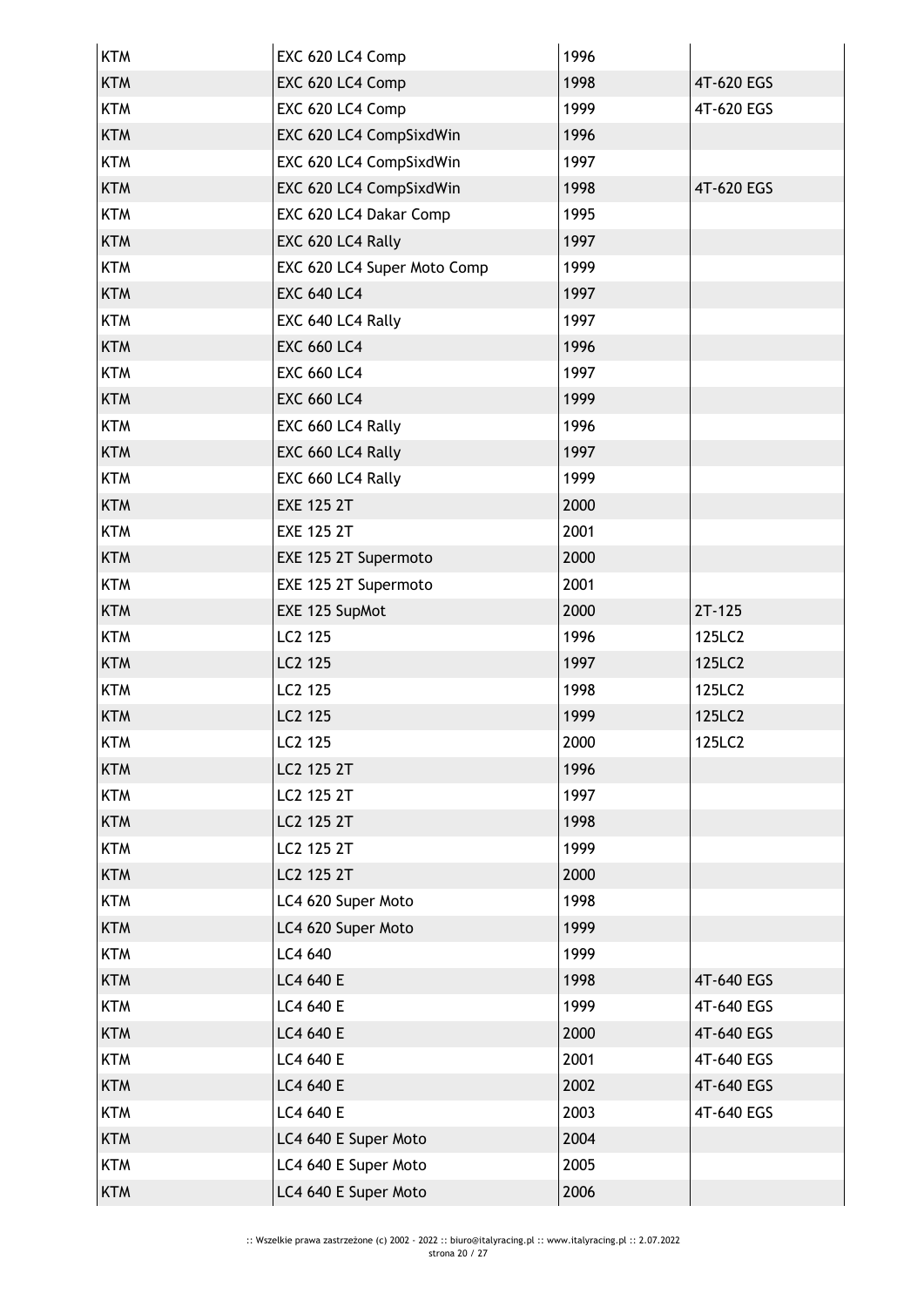| KTM | EXC 620 LC4 Comp | 1996 | |
|---|---|---|---|
| KTM | EXC 620 LC4 Comp | 1998 | 4T-620 EGS |
| KTM | EXC 620 LC4 Comp | 1999 | 4T-620 EGS |
| KTM | EXC 620 LC4 CompSixdWin | 1996 | |
| KTM | EXC 620 LC4 CompSixdWin | 1997 | |
| KTM | EXC 620 LC4 CompSixdWin | 1998 | 4T-620 EGS |
| KTM | EXC 620 LC4 Dakar Comp | 1995 | |
| KTM | EXC 620 LC4 Rally | 1997 | |
| KTM | EXC 620 LC4 Super Moto Comp | 1999 | |
| KTM | EXC 640 LC4 | 1997 | |
| KTM | EXC 640 LC4 Rally | 1997 | |
| KTM | EXC 660 LC4 | 1996 | |
| KTM | EXC 660 LC4 | 1997 | |
| KTM | EXC 660 LC4 | 1999 | |
| KTM | EXC 660 LC4 Rally | 1996 | |
| KTM | EXC 660 LC4 Rally | 1997 | |
| KTM | EXC 660 LC4 Rally | 1999 | |
| KTM | EXE 125 2T | 2000 | |
| KTM | EXE 125 2T | 2001 | |
| KTM | EXE 125 2T Supermoto | 2000 | |
| KTM | EXE 125 2T Supermoto | 2001 | |
| KTM | EXE 125 SupMot | 2000 | 2T-125 |
| KTM | LC2 125 | 1996 | 125LC2 |
| KTM | LC2 125 | 1997 | 125LC2 |
| KTM | LC2 125 | 1998 | 125LC2 |
| KTM | LC2 125 | 1999 | 125LC2 |
| KTM | LC2 125 | 2000 | 125LC2 |
| KTM | LC2 125 2T | 1996 | |
| KTM | LC2 125 2T | 1997 | |
| KTM | LC2 125 2T | 1998 | |
| KTM | LC2 125 2T | 1999 | |
| KTM | LC2 125 2T | 2000 | |
| KTM | LC4 620 Super Moto | 1998 | |
| KTM | LC4 620 Super Moto | 1999 | |
| KTM | LC4 640 | 1999 | |
| KTM | LC4 640 E | 1998 | 4T-640 EGS |
| KTM | LC4 640 E | 1999 | 4T-640 EGS |
| KTM | LC4 640 E | 2000 | 4T-640 EGS |
| KTM | LC4 640 E | 2001 | 4T-640 EGS |
| KTM | LC4 640 E | 2002 | 4T-640 EGS |
| KTM | LC4 640 E | 2003 | 4T-640 EGS |
| KTM | LC4 640 E Super Moto | 2004 | |
| KTM | LC4 640 E Super Moto | 2005 | |
| KTM | LC4 640 E Super Moto | 2006 | |

:: Wszelkie prawa zastrzeżone (c) 2002 - 2022 :: biuro@italyracing.pl :: www.italyracing.pl :: 2.07.2022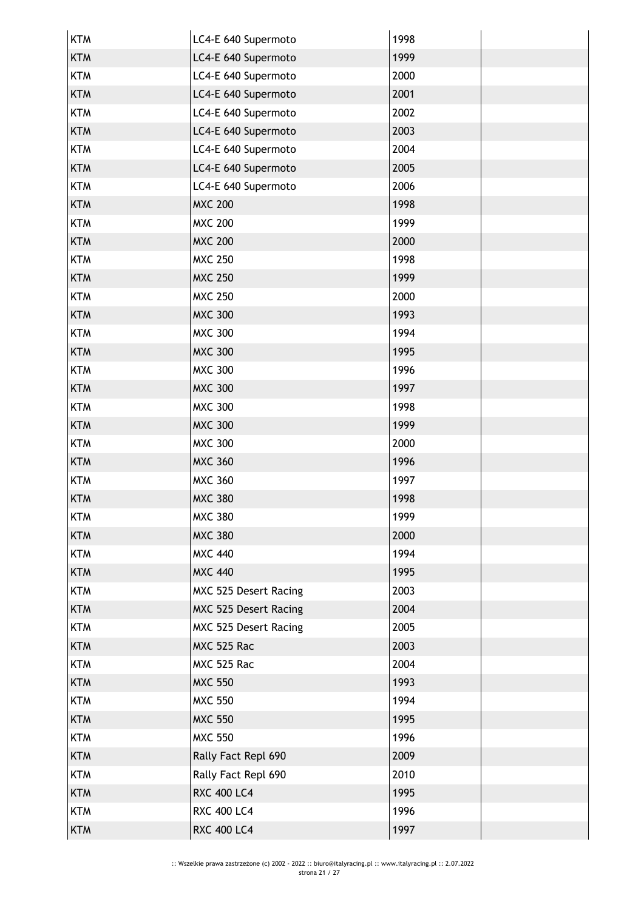| KTM | LC4-E 640 Supermoto | 1998 | |
|---|---|---|---|
| KTM | LC4-E 640 Supermoto | 1999 | |
| KTM | LC4-E 640 Supermoto | 2000 | |
| KTM | LC4-E 640 Supermoto | 2001 | |
| KTM | LC4-E 640 Supermoto | 2002 | |
| KTM | LC4-E 640 Supermoto | 2003 | |
| KTM | LC4-E 640 Supermoto | 2004 | |
| KTM | LC4-E 640 Supermoto | 2005 | |
| KTM | LC4-E 640 Supermoto | 2006 | |
| KTM | MXC 200 | 1998 | |
| KTM | MXC 200 | 1999 | |
| KTM | MXC 200 | 2000 | |
| KTM | MXC 250 | 1998 | |
| KTM | MXC 250 | 1999 | |
| KTM | MXC 250 | 2000 | |
| KTM | MXC 300 | 1993 | |
| KTM | MXC 300 | 1994 | |
| KTM | MXC 300 | 1995 | |
| KTM | MXC 300 | 1996 | |
| KTM | MXC 300 | 1997 | |
| KTM | MXC 300 | 1998 | |
| KTM | MXC 300 | 1999 | |
| KTM | MXC 300 | 2000 | |
| KTM | MXC 360 | 1996 | |
| KTM | MXC 360 | 1997 | |
| KTM | MXC 380 | 1998 | |
| KTM | MXC 380 | 1999 | |
| KTM | MXC 380 | 2000 | |
| KTM | MXC 440 | 1994 | |
| KTM | MXC 440 | 1995 | |
| KTM | MXC 525 Desert Racing | 2003 | |
| KTM | MXC 525 Desert Racing | 2004 | |
| KTM | MXC 525 Desert Racing | 2005 | |
| KTM | MXC 525 Rac | 2003 | |
| KTM | MXC 525 Rac | 2004 | |
| KTM | MXC 550 | 1993 | |
| KTM | MXC 550 | 1994 | |
| KTM | MXC 550 | 1995 | |
| KTM | MXC 550 | 1996 | |
| KTM | Rally Fact Repl 690 | 2009 | |
| KTM | Rally Fact Repl 690 | 2010 | |
| KTM | RXC 400 LC4 | 1995 | |
| KTM | RXC 400 LC4 | 1996 | |
| KTM | RXC 400 LC4 | 1997 | |

:: Wszelkie prawa zastrzeżone (c) 2002 - 2022 :: biuro@italyracing.pl :: www.italyracing.pl :: 2.07.2022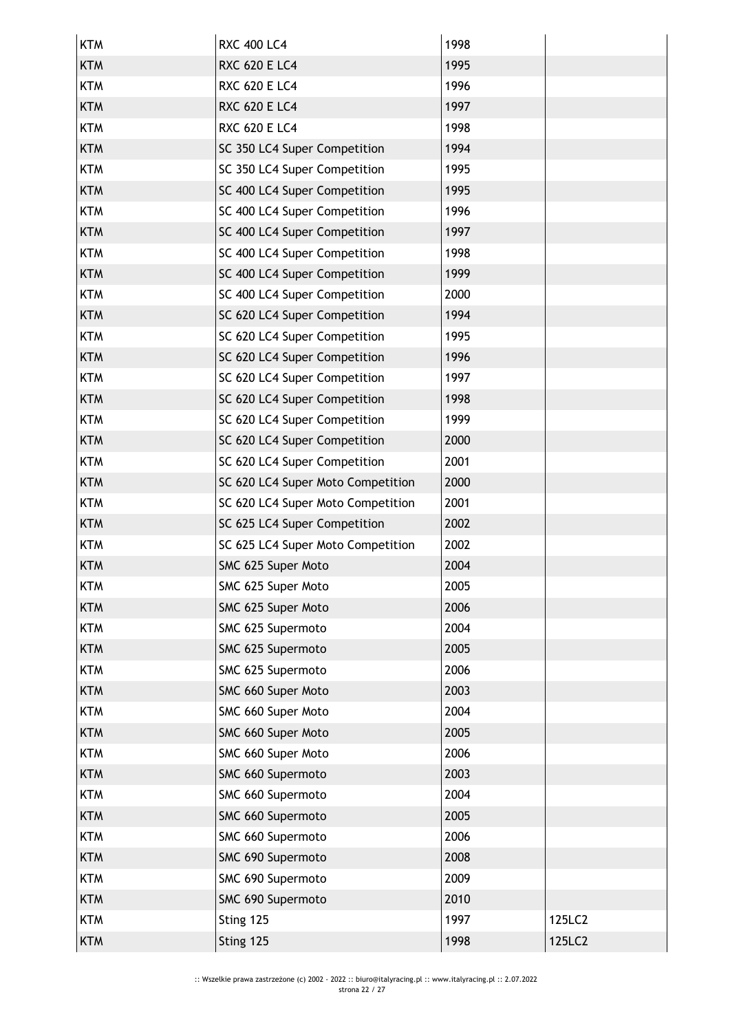| KTM | RXC 400 LC4 | 1998 | |
|---|---|---|---|
| KTM | RXC 620 E LC4 | 1995 | |
| KTM | RXC 620 E LC4 | 1996 | |
| KTM | RXC 620 E LC4 | 1997 | |
| KTM | RXC 620 E LC4 | 1998 | |
| KTM | SC 350 LC4 Super Competition | 1994 | |
| KTM | SC 350 LC4 Super Competition | 1995 | |
| KTM | SC 400 LC4 Super Competition | 1995 | |
| KTM | SC 400 LC4 Super Competition | 1996 | |
| KTM | SC 400 LC4 Super Competition | 1997 | |
| KTM | SC 400 LC4 Super Competition | 1998 | |
| KTM | SC 400 LC4 Super Competition | 1999 | |
| KTM | SC 400 LC4 Super Competition | 2000 | |
| KTM | SC 620 LC4 Super Competition | 1994 | |
| KTM | SC 620 LC4 Super Competition | 1995 | |
| KTM | SC 620 LC4 Super Competition | 1996 | |
| KTM | SC 620 LC4 Super Competition | 1997 | |
| KTM | SC 620 LC4 Super Competition | 1998 | |
| KTM | SC 620 LC4 Super Competition | 1999 | |
| KTM | SC 620 LC4 Super Competition | 2000 | |
| KTM | SC 620 LC4 Super Competition | 2001 | |
| KTM | SC 620 LC4 Super Moto Competition | 2000 | |
| KTM | SC 620 LC4 Super Moto Competition | 2001 | |
| KTM | SC 625 LC4 Super Competition | 2002 | |
| KTM | SC 625 LC4 Super Moto Competition | 2002 | |
| KTM | SMC 625 Super Moto | 2004 | |
| KTM | SMC 625 Super Moto | 2005 | |
| KTM | SMC 625 Super Moto | 2006 | |
| KTM | SMC 625 Supermoto | 2004 | |
| KTM | SMC 625 Supermoto | 2005 | |
| KTM | SMC 625 Supermoto | 2006 | |
| KTM | SMC 660 Super Moto | 2003 | |
| KTM | SMC 660 Super Moto | 2004 | |
| KTM | SMC 660 Super Moto | 2005 | |
| KTM | SMC 660 Super Moto | 2006 | |
| KTM | SMC 660 Supermoto | 2003 | |
| KTM | SMC 660 Supermoto | 2004 | |
| KTM | SMC 660 Supermoto | 2005 | |
| KTM | SMC 660 Supermoto | 2006 | |
| KTM | SMC 690 Supermoto | 2008 | |
| KTM | SMC 690 Supermoto | 2009 | |
| KTM | SMC 690 Supermoto | 2010 | |
| KTM | Sting 125 | 1997 | 125LC2 |
| KTM | Sting 125 | 1998 | 125LC2 |

:: Wszelkie prawa zastrzeżone (c) 2002 - 2022 :: biuro@italyracing.pl :: www.italyracing.pl :: 2.07.2022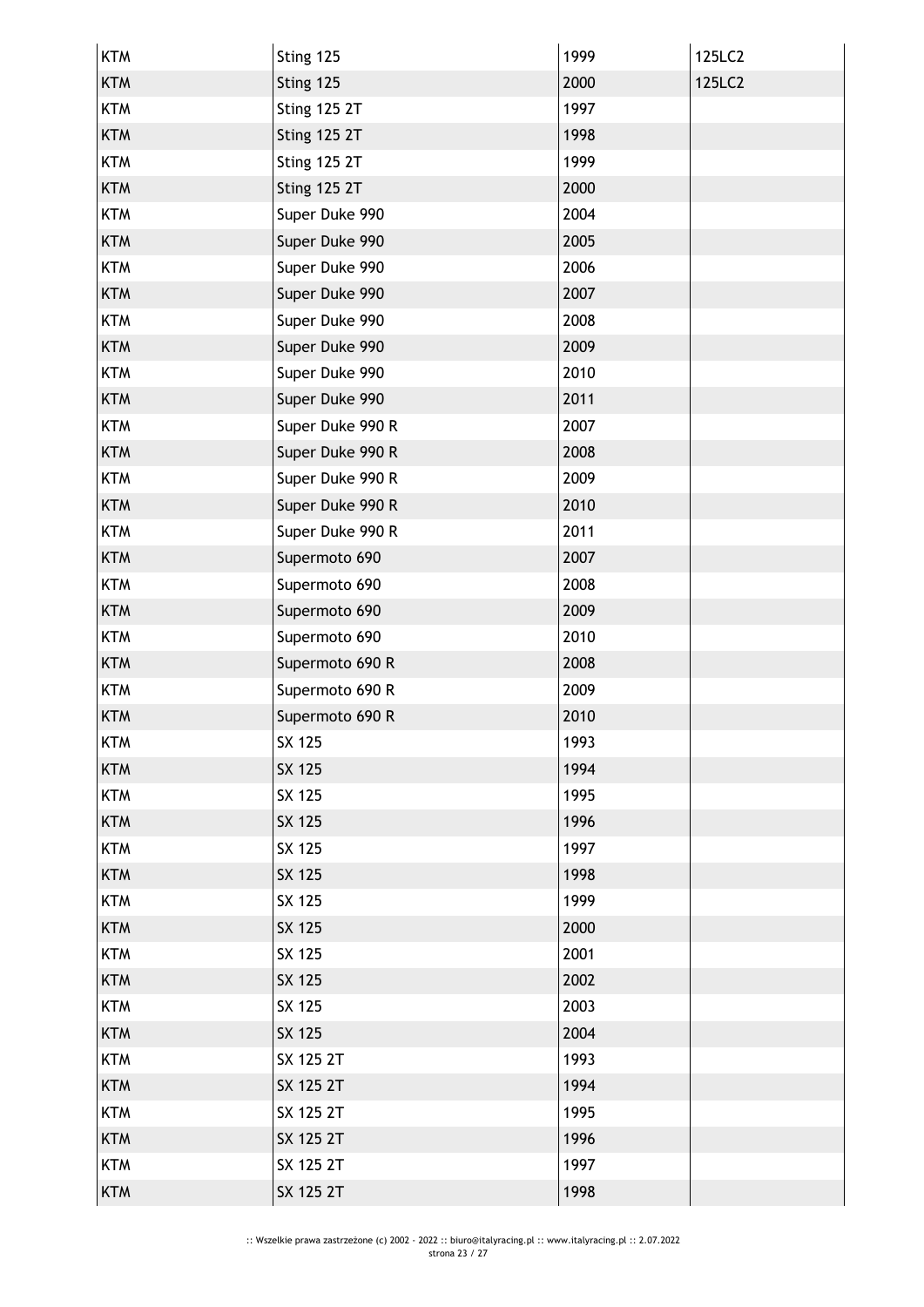| | | | |
|---|---|---|---|
| KTM | Sting 125 | 1999 | 125LC2 |
| KTM | Sting 125 | 2000 | 125LC2 |
| KTM | Sting 125 2T | 1997 | |
| KTM | Sting 125 2T | 1998 | |
| KTM | Sting 125 2T | 1999 | |
| KTM | Sting 125 2T | 2000 | |
| KTM | Super Duke 990 | 2004 | |
| KTM | Super Duke 990 | 2005 | |
| KTM | Super Duke 990 | 2006 | |
| KTM | Super Duke 990 | 2007 | |
| KTM | Super Duke 990 | 2008 | |
| KTM | Super Duke 990 | 2009 | |
| KTM | Super Duke 990 | 2010 | |
| KTM | Super Duke 990 | 2011 | |
| KTM | Super Duke 990 R | 2007 | |
| KTM | Super Duke 990 R | 2008 | |
| KTM | Super Duke 990 R | 2009 | |
| KTM | Super Duke 990 R | 2010 | |
| KTM | Super Duke 990 R | 2011 | |
| KTM | Supermoto 690 | 2007 | |
| KTM | Supermoto 690 | 2008 | |
| KTM | Supermoto 690 | 2009 | |
| KTM | Supermoto 690 | 2010 | |
| KTM | Supermoto 690 R | 2008 | |
| KTM | Supermoto 690 R | 2009 | |
| KTM | Supermoto 690 R | 2010 | |
| KTM | SX 125 | 1993 | |
| KTM | SX 125 | 1994 | |
| KTM | SX 125 | 1995 | |
| KTM | SX 125 | 1996 | |
| KTM | SX 125 | 1997 | |
| KTM | SX 125 | 1998 | |
| KTM | SX 125 | 1999 | |
| KTM | SX 125 | 2000 | |
| KTM | SX 125 | 2001 | |
| KTM | SX 125 | 2002 | |
| KTM | SX 125 | 2003 | |
| KTM | SX 125 | 2004 | |
| KTM | SX 125 2T | 1993 | |
| KTM | SX 125 2T | 1994 | |
| KTM | SX 125 2T | 1995 | |
| KTM | SX 125 2T | 1996 | |
| KTM | SX 125 2T | 1997 | |
| KTM | SX 125 2T | 1998 | |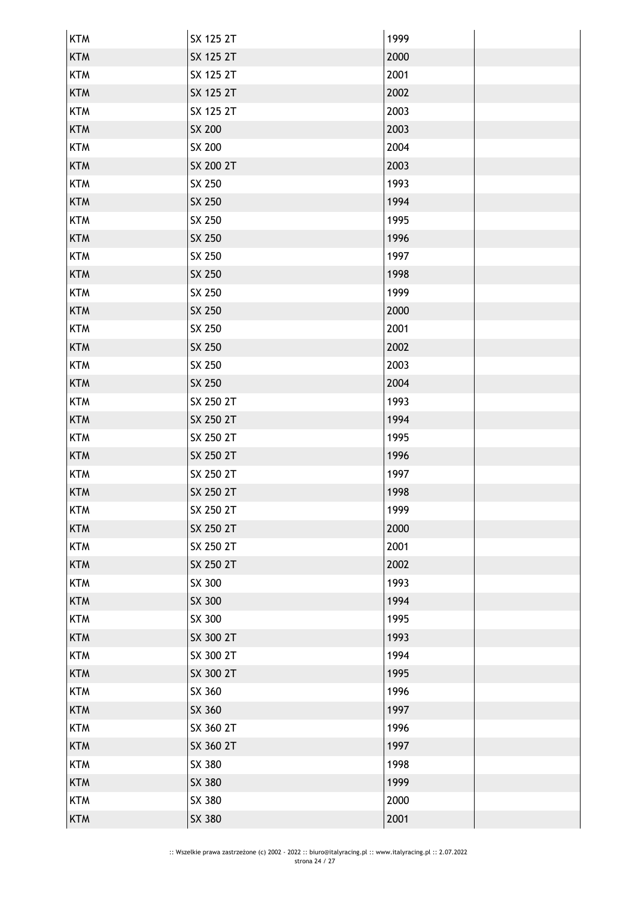| KTM | SX 125 2T | 1999 | |
|---|---|---|---|
| KTM | SX 125 2T | 2000 | |
| KTM | SX 125 2T | 2001 | |
| KTM | SX 125 2T | 2002 | |
| KTM | SX 125 2T | 2003 | |
| KTM | SX 200 | 2003 | |
| KTM | SX 200 | 2004 | |
| KTM | SX 200 2T | 2003 | |
| KTM | SX 250 | 1993 | |
| KTM | SX 250 | 1994 | |
| KTM | SX 250 | 1995 | |
| KTM | SX 250 | 1996 | |
| KTM | SX 250 | 1997 | |
| KTM | SX 250 | 1998 | |
| KTM | SX 250 | 1999 | |
| KTM | SX 250 | 2000 | |
| KTM | SX 250 | 2001 | |
| KTM | SX 250 | 2002 | |
| KTM | SX 250 | 2003 | |
| KTM | SX 250 | 2004 | |
| KTM | SX 250 2T | 1993 | |
| KTM | SX 250 2T | 1994 | |
| KTM | SX 250 2T | 1995 | |
| KTM | SX 250 2T | 1996 | |
| KTM | SX 250 2T | 1997 | |
| KTM | SX 250 2T | 1998 | |
| KTM | SX 250 2T | 1999 | |
| KTM | SX 250 2T | 2000 | |
| KTM | SX 250 2T | 2001 | |
| KTM | SX 250 2T | 2002 | |
| KTM | SX 300 | 1993 | |
| KTM | SX 300 | 1994 | |
| KTM | SX 300 | 1995 | |
| KTM | SX 300 2T | 1993 | |
| KTM | SX 300 2T | 1994 | |
| KTM | SX 300 2T | 1995 | |
| KTM | SX 360 | 1996 | |
| KTM | SX 360 | 1997 | |
| KTM | SX 360 2T | 1996 | |
| KTM | SX 360 2T | 1997 | |
| KTM | SX 380 | 1998 | |
| KTM | SX 380 | 1999 | |
| KTM | SX 380 | 2000 | |
| KTM | SX 380 | 2001 | |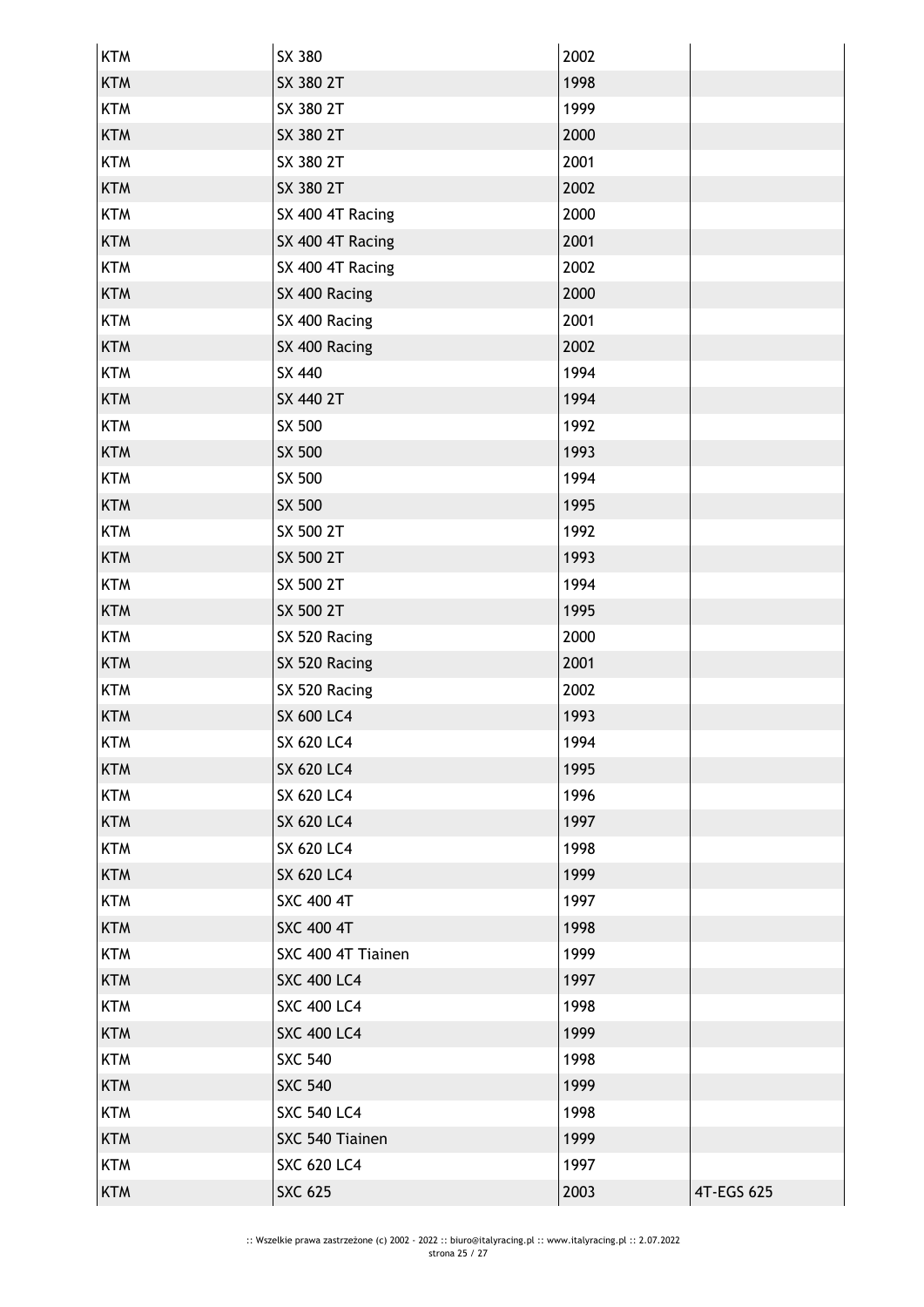| | | | |
|---|---|---|---|
| KTM | SX 380 | 2002 | |
| KTM | SX 380 2T | 1998 | |
| KTM | SX 380 2T | 1999 | |
| KTM | SX 380 2T | 2000 | |
| KTM | SX 380 2T | 2001 | |
| KTM | SX 380 2T | 2002 | |
| KTM | SX 400 4T Racing | 2000 | |
| KTM | SX 400 4T Racing | 2001 | |
| KTM | SX 400 4T Racing | 2002 | |
| KTM | SX 400 Racing | 2000 | |
| KTM | SX 400 Racing | 2001 | |
| KTM | SX 400 Racing | 2002 | |
| KTM | SX 440 | 1994 | |
| KTM | SX 440 2T | 1994 | |
| KTM | SX 500 | 1992 | |
| KTM | SX 500 | 1993 | |
| KTM | SX 500 | 1994 | |
| KTM | SX 500 | 1995 | |
| KTM | SX 500 2T | 1992 | |
| KTM | SX 500 2T | 1993 | |
| KTM | SX 500 2T | 1994 | |
| KTM | SX 500 2T | 1995 | |
| KTM | SX 520 Racing | 2000 | |
| KTM | SX 520 Racing | 2001 | |
| KTM | SX 520 Racing | 2002 | |
| KTM | SX 600 LC4 | 1993 | |
| KTM | SX 620 LC4 | 1994 | |
| KTM | SX 620 LC4 | 1995 | |
| KTM | SX 620 LC4 | 1996 | |
| KTM | SX 620 LC4 | 1997 | |
| KTM | SX 620 LC4 | 1998 | |
| KTM | SX 620 LC4 | 1999 | |
| KTM | SXC 400 4T | 1997 | |
| KTM | SXC 400 4T | 1998 | |
| KTM | SXC 400 4T Tiainen | 1999 | |
| KTM | SXC 400 LC4 | 1997 | |
| KTM | SXC 400 LC4 | 1998 | |
| KTM | SXC 400 LC4 | 1999 | |
| KTM | SXC 540 | 1998 | |
| KTM | SXC 540 | 1999 | |
| KTM | SXC 540 LC4 | 1998 | |
| KTM | SXC 540 Tiainen | 1999 | |
| KTM | SXC 620 LC4 | 1997 | |
| KTM | SXC 625 | 2003 | 4T-EGS 625 |

:: Wszelkie prawa zastrzeżone (c) 2002 - 2022 :: biuro@italyracing.pl :: www.italyracing.pl :: 2.07.2022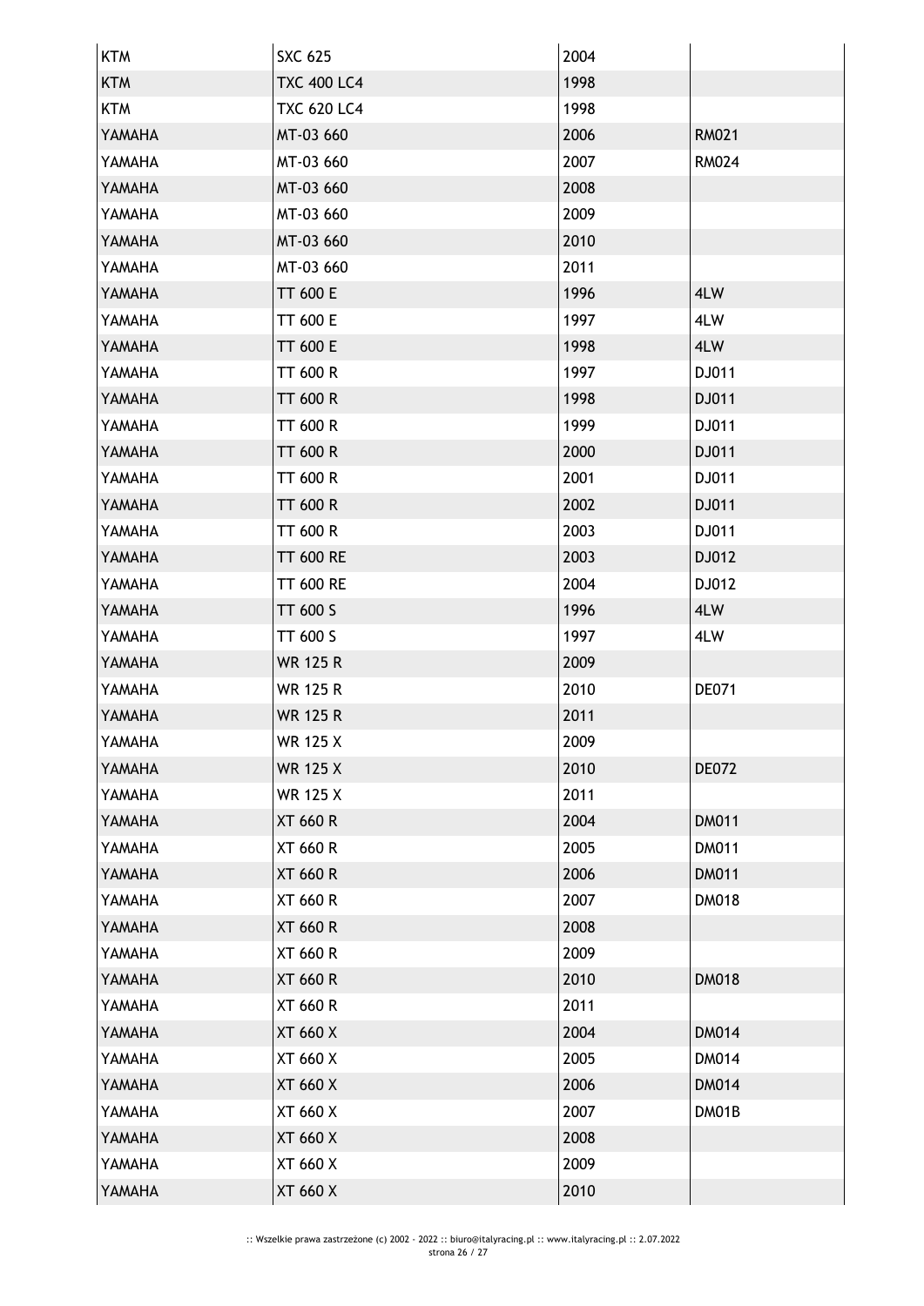| KTM | SXC 625 | 2004 | |
|---|---|---|---|
| KTM | TXC 400 LC4 | 1998 | |
| KTM | TXC 620 LC4 | 1998 | |
| YAMAHA | MT-03 660 | 2006 | RM021 |
| YAMAHA | MT-03 660 | 2007 | RM024 |
| YAMAHA | MT-03 660 | 2008 | |
| YAMAHA | MT-03 660 | 2009 | |
| YAMAHA | MT-03 660 | 2010 | |
| YAMAHA | MT-03 660 | 2011 | |
| YAMAHA | TT 600 E | 1996 | 4LW |
| YAMAHA | TT 600 E | 1997 | 4LW |
| YAMAHA | TT 600 E | 1998 | 4LW |
| YAMAHA | TT 600 R | 1997 | DJ011 |
| YAMAHA | TT 600 R | 1998 | DJ011 |
| YAMAHA | TT 600 R | 1999 | DJ011 |
| YAMAHA | TT 600 R | 2000 | DJ011 |
| YAMAHA | TT 600 R | 2001 | DJ011 |
| YAMAHA | TT 600 R | 2002 | DJ011 |
| YAMAHA | TT 600 R | 2003 | DJ011 |
| YAMAHA | TT 600 RE | 2003 | DJ012 |
| YAMAHA | TT 600 RE | 2004 | DJ012 |
| YAMAHA | TT 600 S | 1996 | 4LW |
| YAMAHA | TT 600 S | 1997 | 4LW |
| YAMAHA | WR 125 R | 2009 | |
| YAMAHA | WR 125 R | 2010 | DE071 |
| YAMAHA | WR 125 R | 2011 | |
| YAMAHA | WR 125 X | 2009 | |
| YAMAHA | WR 125 X | 2010 | DE072 |
| YAMAHA | WR 125 X | 2011 | |
| YAMAHA | XT 660 R | 2004 | DM011 |
| YAMAHA | XT 660 R | 2005 | DM011 |
| YAMAHA | XT 660 R | 2006 | DM011 |
| YAMAHA | XT 660 R | 2007 | DM018 |
| YAMAHA | XT 660 R | 2008 | |
| YAMAHA | XT 660 R | 2009 | |
| YAMAHA | XT 660 R | 2010 | DM018 |
| YAMAHA | XT 660 R | 2011 | |
| YAMAHA | XT 660 X | 2004 | DM014 |
| YAMAHA | XT 660 X | 2005 | DM014 |
| YAMAHA | XT 660 X | 2006 | DM014 |
| YAMAHA | XT 660 X | 2007 | DM01B |
| YAMAHA | XT 660 X | 2008 | |
| YAMAHA | XT 660 X | 2009 | |
| YAMAHA | XT 660 X | 2010 | |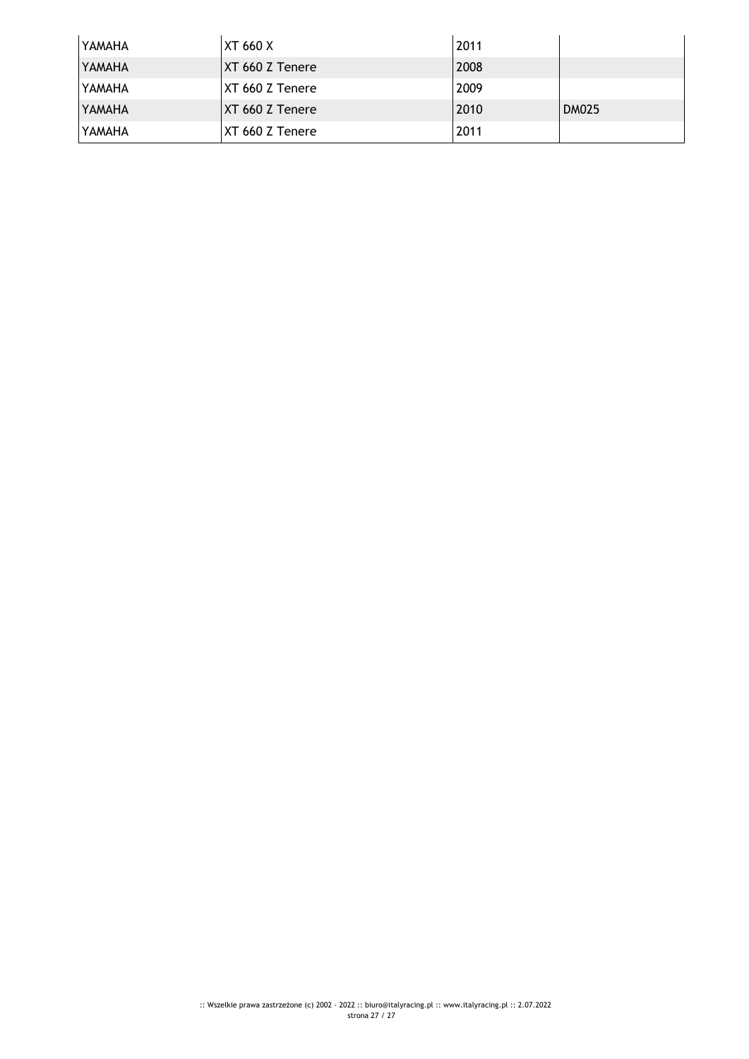| | | | |
|---|---|---|---|
| YAMAHA | XT 660 X | 2011 | |
| YAMAHA | XT 660 Z Tenere | 2008 | |
| YAMAHA | XT 660 Z Tenere | 2009 | |
| YAMAHA | XT 660 Z Tenere | 2010 | DM025 |
| YAMAHA | XT 660 Z Tenere | 2011 | |